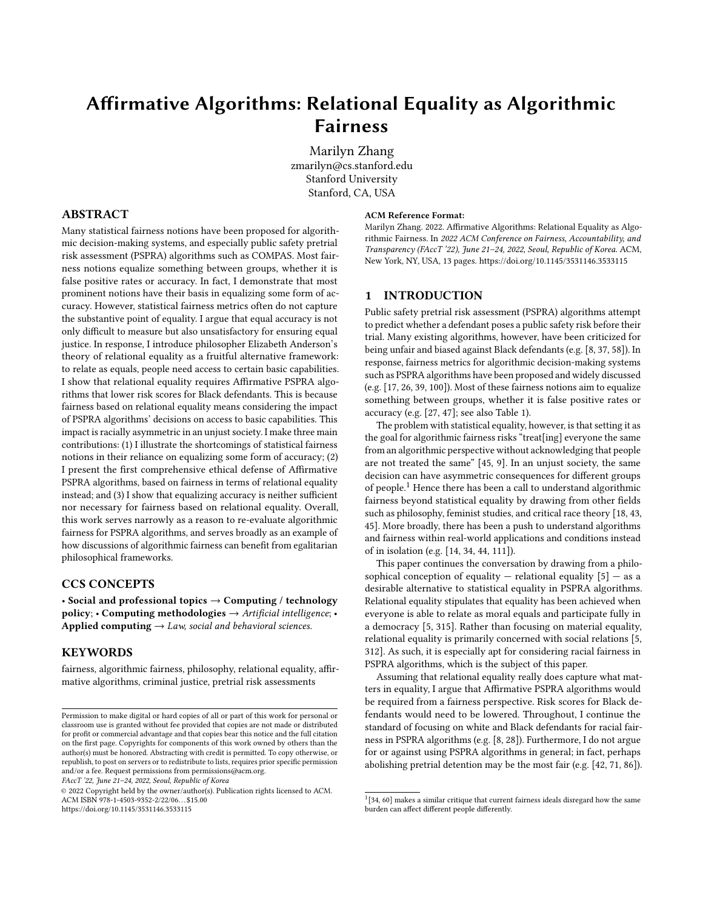# Affirmative Algorithms: Relational Equality as Algorithmic Fairness

Marilyn Zhang
zmarilyn@cs.stanford.edu
Stanford University
Stanford, CA, USA

## ABSTRACT

Many statistical fairness notions have been proposed for algorithmic decision-making systems, and especially public safety pretrial risk assessment (PSPRA) algorithms such as COMPAS. Most fairness notions equalize something between groups, whether it is false positive rates or accuracy. In fact, I demonstrate that most prominent notions have their basis in equalizing some form of accuracy. However, statistical fairness metrics often do not capture the substantive point of equality. I argue that equal accuracy is not only difficult to measure but also unsatisfactory for ensuring equal justice. In response, I introduce philosopher Elizabeth Anderson's theory of relational equality as a fruitful alternative framework: to relate as equals, people need access to certain basic capabilities. I show that relational equality requires Affirmative PSPRA algorithms that lower risk scores for Black defendants. This is because fairness based on relational equality means considering the impact of PSPRA algorithms' decisions on access to basic capabilities. This impact is racially asymmetric in an unjust society. I make three main contributions: (1) I illustrate the shortcomings of statistical fairness notions in their reliance on equalizing some form of accuracy; (2) I present the first comprehensive ethical defense of Affirmative PSPRA algorithms, based on fairness in terms of relational equality instead; and (3) I show that equalizing accuracy is neither sufficient nor necessary for fairness based on relational equality. Overall, this work serves narrowly as a reason to re-evaluate algorithmic fairness for PSPRA algorithms, and serves broadly as an example of how discussions of algorithmic fairness can benefit from egalitarian philosophical frameworks.

## CCS CONCEPTS

• **Social and professional topics** → **Computing / technology policy**; • **Computing methodologies** → *Artificial intelligence*; • **Applied computing** → *Law, social and behavioral sciences.*

## KEYWORDS

fairness, algorithmic fairness, philosophy, relational equality, affirmative algorithms, criminal justice, pretrial risk assessments

Permission to make digital or hard copies of all or part of this work for personal or classroom use is granted without fee provided that copies are not made or distributed for profit or commercial advantage and that copies bear this notice and the full citation on the first page. Copyrights for components of this work owned by others than the author(s) must be honored. Abstracting with credit is permitted. To copy otherwise, or republish, to post on servers or to redistribute to lists, requires prior specific permission and/or a fee. Request permissions from permissions@acm.org.
*FAccT '22, June 21–24, 2022, Seoul, Republic of Korea*
© 2022 Copyright held by the owner/author(s). Publication rights licensed to ACM.
ACM ISBN 978-1-4503-9352-2/22/06...$15.00
https://doi.org/10.1145/3531146.3533115

**ACM Reference Format:**
Marilyn Zhang. 2022. Affirmative Algorithms: Relational Equality as Algorithmic Fairness. In *2022 ACM Conference on Fairness, Accountability, and Transparency (FAccT '22), June 21–24, 2022, Seoul, Republic of Korea.* ACM, New York, NY, USA, 13 pages. https://doi.org/10.1145/3531146.3533115

## 1 INTRODUCTION

Public safety pretrial risk assessment (PSPRA) algorithms attempt to predict whether a defendant poses a public safety risk before their trial. Many existing algorithms, however, have been criticized for being unfair and biased against Black defendants (e.g. [8, 37, 58]). In response, fairness metrics for algorithmic decision-making systems such as PSPRA algorithms have been proposed and widely discussed (e.g. [17, 26, 39, 100]). Most of these fairness notions aim to equalize something between groups, whether it is false positive rates or accuracy (e.g. [27, 47]; see also Table 1).

The problem with statistical equality, however, is that setting it as the goal for algorithmic fairness risks "treat[ing] everyone the same from an algorithmic perspective without acknowledging that people are not treated the same" [45, 9]. In an unjust society, the same decision can have asymmetric consequences for different groups of people.[1] Hence there has been a call to understand algorithmic fairness beyond statistical equality by drawing from other fields such as philosophy, feminist studies, and critical race theory [18, 43, 45]. More broadly, there has been a push to understand algorithms and fairness within real-world applications and conditions instead of in isolation (e.g. [14, 34, 44, 111]).

This paper continues the conversation by drawing from a philosophical conception of equality — relational equality [5] — as a desirable alternative to statistical equality in PSPRA algorithms. Relational equality stipulates that equality has been achieved when everyone is able to relate as moral equals and participate fully in a democracy [5, 315]. Rather than focusing on material equality, relational equality is primarily concerned with social relations [5, 312]. As such, it is especially apt for considering racial fairness in PSPRA algorithms, which is the subject of this paper.

Assuming that relational equality really does capture what matters in equality, I argue that Affirmative PSPRA algorithms would be required from a fairness perspective. Risk scores for Black defendants would need to be lowered. Throughout, I continue the standard of focusing on white and Black defendants for racial fairness in PSPRA algorithms (e.g. [8, 28]). Furthermore, I do not argue for or against using PSPRA algorithms in general; in fact, perhaps abolishing pretrial detention may be the most fair (e.g. [42, 71, 86]).

[1] [34, 60] makes a similar critique that current fairness ideals disregard how the same burden can affect different people differently.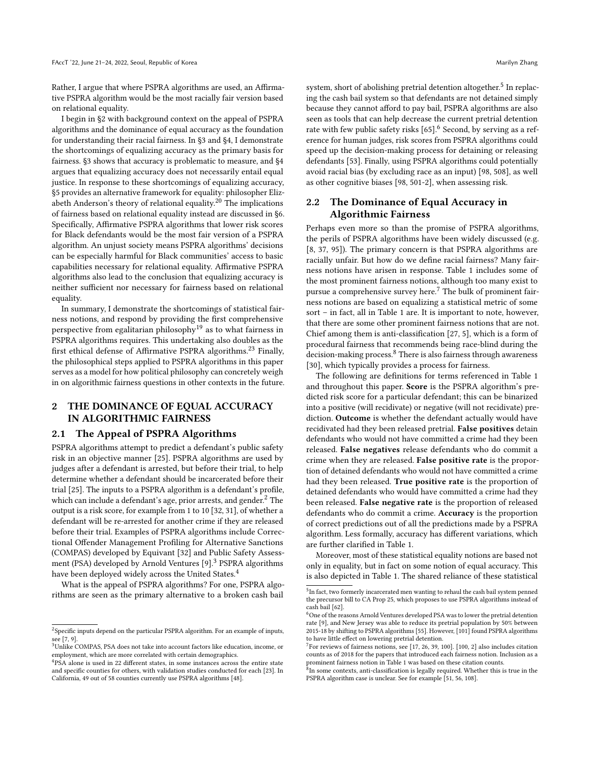Rather, I argue that where PSPRA algorithms are used, an Affirmative PSPRA algorithm would be the most racially fair version based on relational equality.

I begin in §2 with background context on the appeal of PSPRA algorithms and the dominance of equal accuracy as the foundation for understanding their racial fairness. In §3 and §4, I demonstrate the shortcomings of equalizing accuracy as the primary basis for fairness. §3 shows that accuracy is problematic to measure, and §4 argues that equalizing accuracy does not necessarily entail equal justice. In response to these shortcomings of equalizing accuracy, §5 provides an alternative framework for equality: philosopher Elizabeth Anderson's theory of relational equality.[20] The implications of fairness based on relational equality instead are discussed in §6. Specifically, Affirmative PSPRA algorithms that lower risk scores for Black defendants would be the most fair version of a PSPRA algorithm. An unjust society means PSPRA algorithms' decisions can be especially harmful for Black communities' access to basic capabilities necessary for relational equality. Affirmative PSPRA algorithms also lead to the conclusion that equalizing accuracy is neither sufficient nor necessary for fairness based on relational equality.

In summary, I demonstrate the shortcomings of statistical fairness notions, and respond by providing the first comprehensive perspective from egalitarian philosophy[19] as to what fairness in PSPRA algorithms requires. This undertaking also doubles as the first ethical defense of Affirmative PSPRA algorithms.[23] Finally, the philosophical steps applied to PSPRA algorithms in this paper serves as a model for how political philosophy can concretely weigh in on algorithmic fairness questions in other contexts in the future.

## 2 THE DOMINANCE OF EQUAL ACCURACY IN ALGORITHMIC FAIRNESS

### 2.1 The Appeal of PSPRA Algorithms

PSPRA algorithms attempt to predict a defendant's public safety risk in an objective manner [25]. PSPRA algorithms are used by judges after a defendant is arrested, but before their trial, to help determine whether a defendant should be incarcerated before their trial [25]. The inputs to a PSPRA algorithm is a defendant's profile, which can include a defendant's age, prior arrests, and gender.[2] The output is a risk score, for example from 1 to 10 [32, 31], of whether a defendant will be re-arrested for another crime if they are released before their trial. Examples of PSPRA algorithms include Correctional Offender Management Profiling for Alternative Sanctions (COMPAS) developed by Equivant [32] and Public Safety Assessment (PSA) developed by Arnold Ventures [9].[3] PSPRA algorithms have been deployed widely across the United States.[4]

What is the appeal of PSPRA algorithms? For one, PSPRA algorithms are seen as the primary alternative to a broken cash bail system, short of abolishing pretrial detention altogether.[5] In replacing the cash bail system so that defendants are not detained simply because they cannot afford to pay bail, PSPRA algorithms are also seen as tools that can help decrease the current pretrial detention rate with few public safety risks [65].[6] Second, by serving as a reference for human judges, risk scores from PSPRA algorithms could speed up the decision-making process for detaining or releasing defendants [53]. Finally, using PSPRA algorithms could potentially avoid racial bias (by excluding race as an input) [98, 508], as well as other cognitive biases [98, 501-2], when assessing risk.

### 2.2 The Dominance of Equal Accuracy in Algorithmic Fairness

Perhaps even more so than the promise of PSPRA algorithms, the perils of PSPRA algorithms have been widely discussed (e.g. [8, 37, 95]). The primary concern is that PSPRA algorithms are racially unfair. But how do we define racial fairness? Many fairness notions have arisen in response. Table 1 includes some of the most prominent fairness notions, although too many exist to pursue a comprehensive survey here.[7] The bulk of prominent fairness notions are based on equalizing a statistical metric of some sort – in fact, all in Table 1 are. It is important to note, however, that there are some other prominent fairness notions that are not. Chief among them is anti-classification [27, 5], which is a form of procedural fairness that recommends being race-blind during the decision-making process.[8] There is also fairness through awareness [30], which typically provides a process for fairness.

The following are definitions for terms referenced in Table 1 and throughout this paper. **Score** is the PSPRA algorithm's predicted risk score for a particular defendant; this can be binarized into a positive (will recidivate) or negative (will not recidivate) prediction. **Outcome** is whether the defendant actually would have recidivated had they been released pretrial. **False positives** detain defendants who would not have committed a crime had they been released. **False negatives** release defendants who do commit a crime when they are released. **False positive rate** is the proportion of detained defendants who would not have committed a crime had they been released. **True positive rate** is the proportion of detained defendants who would have committed a crime had they been released. **False negative rate** is the proportion of released defendants who do commit a crime. **Accuracy** is the proportion of correct predictions out of all the predictions made by a PSPRA algorithm. Less formally, accuracy has different variations, which are further clarified in Table 1.

Moreover, most of these statistical equality notions are based not only in equality, but in fact on some notion of equal accuracy. This is also depicted in Table 1. The shared reliance of these statistical

---

[2] Specific inputs depend on the particular PSPRA algorithm. For an example of inputs, see [7, 9].

[3] Unlike COMPAS, PSA does not take into account factors like education, income, or employment, which are more correlated with certain demographics.

[4] PSA alone is used in 22 different states, in some instances across the entire state and specific counties for others, with validation studies conducted for each [23]. In California, 49 out of 58 counties currently use PSPRA algorithms [48].

[5] In fact, two formerly incarcerated men wanting to rehaul the cash bail system penned the precursor bill to CA Prop 25, which proposes to use PSPRA algorithms instead of cash bail [62].

[6] One of the reasons Arnold Ventures developed PSA was to lower the pretrial detention rate [9], and New Jersey was able to reduce its pretrial population by 50% between 2015-18 by shifting to PSPRA algorithms [55]. However, [101] found PSPRA algorithms to have little effect on lowering pretrial detention.

[7] For reviews of fairness notions, see [17, 26, 39, 100]. [100, 2] also includes citation counts as of 2018 for the papers that introduced each fairness notion. Inclusion as a prominent fairness notion in Table 1 was based on these citation counts.

[8] In some contexts, anti-classification is legally required. Whether this is true in the PSPRA algorithm case is unclear. See for example [51, 56, 108].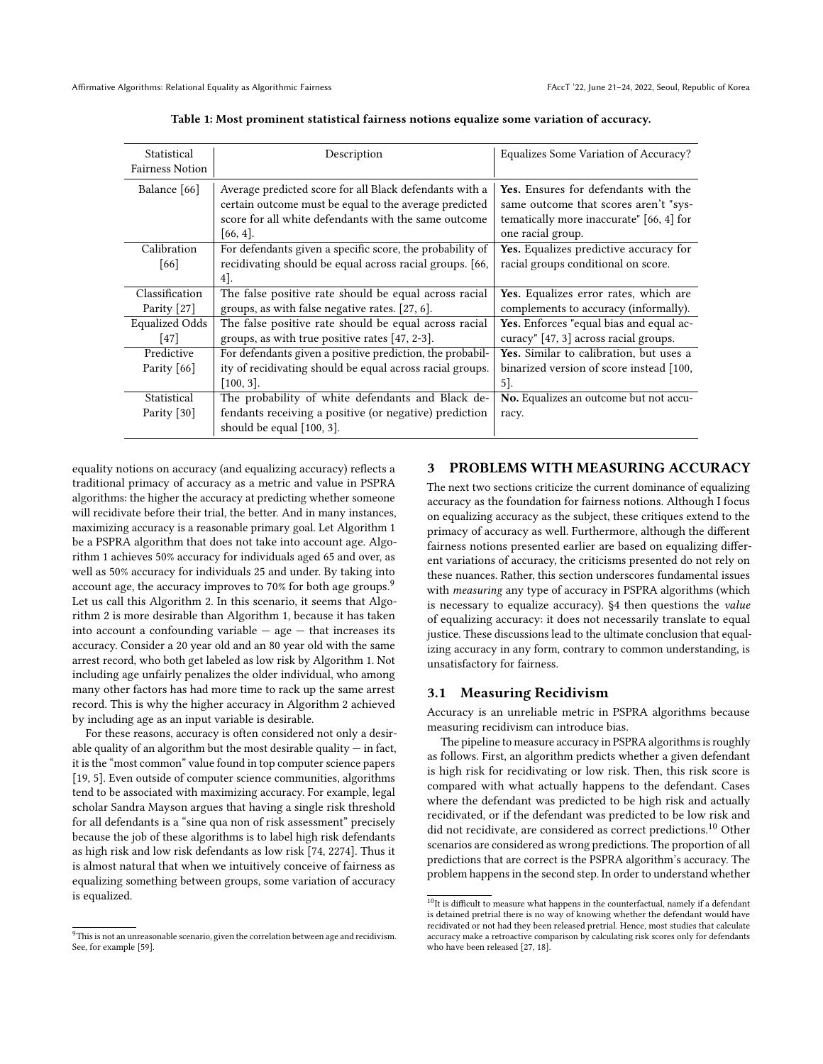**Table 1: Most prominent statistical fairness notions equalize some variation of accuracy.**

| Statistical Fairness Notion | Description | Equalizes Some Variation of Accuracy? |
|---|---|---|
| Balance [66] | Average predicted score for all Black defendants with a certain outcome must be equal to the average predicted score for all white defendants with the same outcome [66, 4]. | **Yes.** Ensures for defendants with the same outcome that scores aren't "systematically more inaccurate" [66, 4] for one racial group. |
| Calibration [66] | For defendants given a specific score, the probability of recidivating should be equal across racial groups. [66, 4]. | **Yes.** Equalizes predictive accuracy for racial groups conditional on score. |
| Classification Parity [27] | The false positive rate should be equal across racial groups, as with false negative rates. [27, 6]. | **Yes.** Equalizes error rates, which are complements to accuracy (informally). |
| Equalized Odds [47] | The false positive rate should be equal across racial groups, as with true positive rates [47, 2-3]. | **Yes.** Enforces "equal bias and equal accuracy" [47, 3] across racial groups. |
| Predictive Parity [66] | For defendants given a positive prediction, the probability of recidivating should be equal across racial groups. [100, 3]. | **Yes.** Similar to calibration, but uses a binarized version of score instead [100, 5]. |
| Statistical Parity [30] | The probability of white defendants and Black defendants receiving a positive (or negative) prediction should be equal [100, 3]. | **No.** Equalizes an outcome but not accuracy. |

equality notions on accuracy (and equalizing accuracy) reflects a traditional primacy of accuracy as a metric and value in PSPRA algorithms: the higher the accuracy at predicting whether someone will recidivate before their trial, the better. And in many instances, maximizing accuracy is a reasonable primary goal. Let Algorithm 1 be a PSPRA algorithm that does not take into account age. Algorithm 1 achieves 50% accuracy for individuals aged 65 and over, as well as 50% accuracy for individuals 25 and under. By taking into account age, the accuracy improves to 70% for both age groups.[9] Let us call this Algorithm 2. In this scenario, it seems that Algorithm 2 is more desirable than Algorithm 1, because it has taken into account a confounding variable — age — that increases its accuracy. Consider a 20 year old and an 80 year old with the same arrest record, who both get labeled as low risk by Algorithm 1. Not including age unfairly penalizes the older individual, who among many other factors has had more time to rack up the same arrest record. This is why the higher accuracy in Algorithm 2 achieved by including age as an input variable is desirable.

For these reasons, accuracy is often considered not only a desirable quality of an algorithm but the most desirable quality — in fact, it is the "most common" value found in top computer science papers [19, 5]. Even outside of computer science communities, algorithms tend to be associated with maximizing accuracy. For example, legal scholar Sandra Mayson argues that having a single risk threshold for all defendants is a "sine qua non of risk assessment" precisely because the job of these algorithms is to label high risk defendants as high risk and low risk defendants as low risk [74, 2274]. Thus it is almost natural that when we intuitively conceive of fairness as equalizing something between groups, some variation of accuracy is equalized.

[9] This is not an unreasonable scenario, given the correlation between age and recidivism. See, for example [59].

## 3 PROBLEMS WITH MEASURING ACCURACY

The next two sections criticize the current dominance of equalizing accuracy as the foundation for fairness notions. Although I focus on equalizing accuracy as the subject, these critiques extend to the primacy of accuracy as well. Furthermore, although the different fairness notions presented earlier are based on equalizing different variations of accuracy, the criticisms presented do not rely on these nuances. Rather, this section underscores fundamental issues with *measuring* any type of accuracy in PSPRA algorithms (which is necessary to equalize accuracy). §4 then questions the *value* of equalizing accuracy: it does not necessarily translate to equal justice. These discussions lead to the ultimate conclusion that equalizing accuracy in any form, contrary to common understanding, is unsatisfactory for fairness.

### 3.1 Measuring Recidivism

Accuracy is an unreliable metric in PSPRA algorithms because measuring recidivism can introduce bias.

The pipeline to measure accuracy in PSPRA algorithms is roughly as follows. First, an algorithm predicts whether a given defendant is high risk for recidivating or low risk. Then, this risk score is compared with what actually happens to the defendant. Cases where the defendant was predicted to be high risk and actually recidivated, or if the defendant was predicted to be low risk and did not recidivate, are considered as correct predictions.[10] Other scenarios are considered as wrong predictions. The proportion of all predictions that are correct is the PSPRA algorithm's accuracy. The problem happens in the second step. In order to understand whether

[10] It is difficult to measure what happens in the counterfactual, namely if a defendant is detained pretrial there is no way of knowing whether the defendant would have recidivated or not had they been released pretrial. Hence, most studies that calculate accuracy make a retroactive comparison by calculating risk scores only for defendants who have been released [27, 18].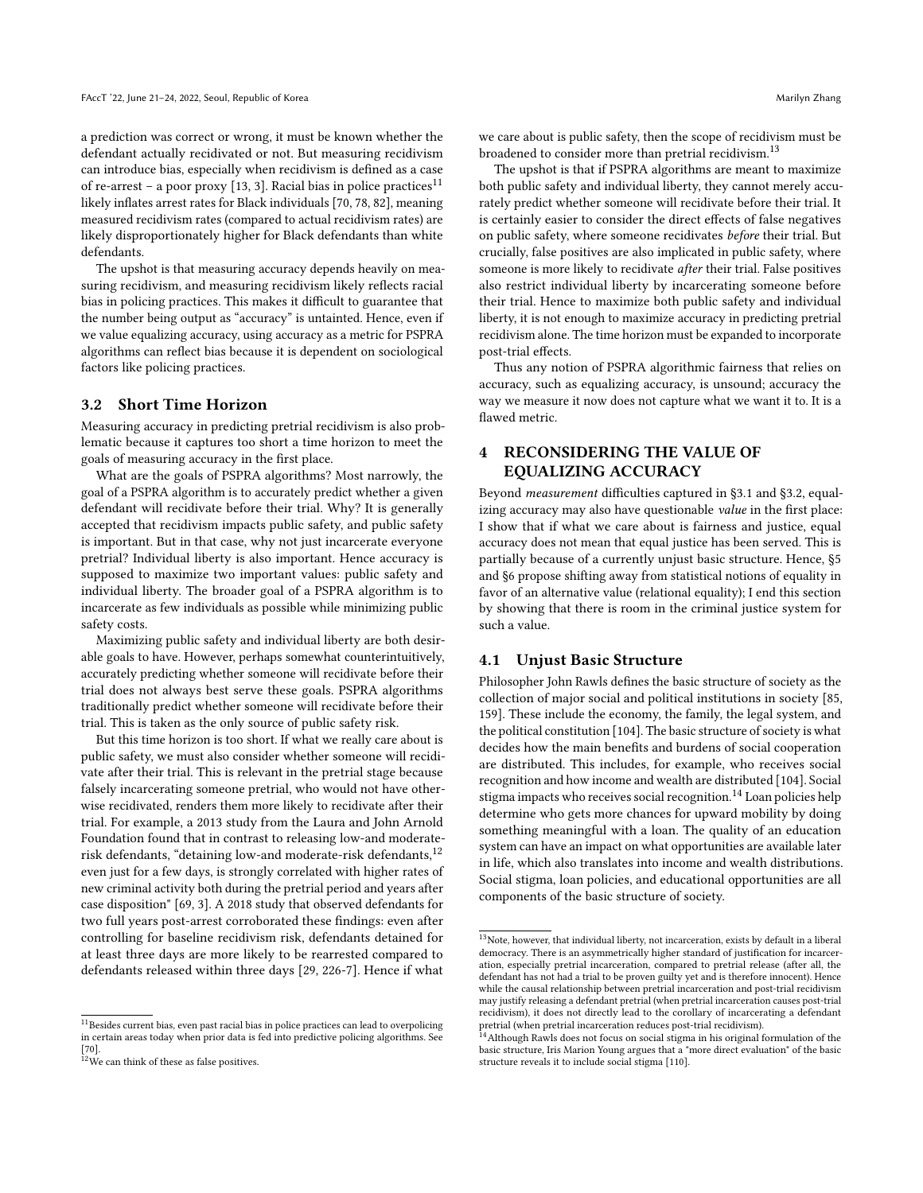a prediction was correct or wrong, it must be known whether the defendant actually recidivated or not. But measuring recidivism can introduce bias, especially when recidivism is defined as a case of re-arrest – a poor proxy [13, 3]. Racial bias in police practices[11] likely inflates arrest rates for Black individuals [70, 78, 82], meaning measured recidivism rates (compared to actual recidivism rates) are likely disproportionately higher for Black defendants than white defendants.

The upshot is that measuring accuracy depends heavily on measuring recidivism, and measuring recidivism likely reflects racial bias in policing practices. This makes it difficult to guarantee that the number being output as "accuracy" is untainted. Hence, even if we value equalizing accuracy, using accuracy as a metric for PSPRA algorithms can reflect bias because it is dependent on sociological factors like policing practices.

### 3.2 Short Time Horizon

Measuring accuracy in predicting pretrial recidivism is also problematic because it captures too short a time horizon to meet the goals of measuring accuracy in the first place.

What are the goals of PSPRA algorithms? Most narrowly, the goal of a PSPRA algorithm is to accurately predict whether a given defendant will recidivate before their trial. Why? It is generally accepted that recidivism impacts public safety, and public safety is important. But in that case, why not just incarcerate everyone pretrial? Individual liberty is also important. Hence accuracy is supposed to maximize two important values: public safety and individual liberty. The broader goal of a PSPRA algorithm is to incarcerate as few individuals as possible while minimizing public safety costs.

Maximizing public safety and individual liberty are both desirable goals to have. However, perhaps somewhat counterintuitively, accurately predicting whether someone will recidivate before their trial does not always best serve these goals. PSPRA algorithms traditionally predict whether someone will recidivate before their trial. This is taken as the only source of public safety risk.

But this time horizon is too short. If what we really care about is public safety, we must also consider whether someone will recidivate after their trial. This is relevant in the pretrial stage because falsely incarcerating someone pretrial, who would not have otherwise recidivated, renders them more likely to recidivate after their trial. For example, a 2013 study from the Laura and John Arnold Foundation found that in contrast to releasing low-and moderate-risk defendants, "detaining low-and moderate-risk defendants,[12] even just for a few days, is strongly correlated with higher rates of new criminal activity both during the pretrial period and years after case disposition" [69, 3]. A 2018 study that observed defendants for two full years post-arrest corroborated these findings: even after controlling for baseline recidivism risk, defendants detained for at least three days are more likely to be rearrested compared to defendants released within three days [29, 226-7]. Hence if what we care about is public safety, then the scope of recidivism must be broadened to consider more than pretrial recidivism.[13]

The upshot is that if PSPRA algorithms are meant to maximize both public safety and individual liberty, they cannot merely accurately predict whether someone will recidivate before their trial. It is certainly easier to consider the direct effects of false negatives on public safety, where someone recidivates *before* their trial. But crucially, false positives are also implicated in public safety, where someone is more likely to recidivate *after* their trial. False positives also restrict individual liberty by incarcerating someone before their trial. Hence to maximize both public safety and individual liberty, it is not enough to maximize accuracy in predicting pretrial recidivism alone. The time horizon must be expanded to incorporate post-trial effects.

Thus any notion of PSPRA algorithmic fairness that relies on accuracy, such as equalizing accuracy, is unsound; accuracy the way we measure it now does not capture what we want it to. It is a flawed metric.

## 4 RECONSIDERING THE VALUE OF EQUALIZING ACCURACY

Beyond *measurement* difficulties captured in §3.1 and §3.2, equalizing accuracy may also have questionable *value* in the first place: I show that if what we care about is fairness and justice, equal accuracy does not mean that equal justice has been served. This is partially because of a currently unjust basic structure. Hence, §5 and §6 propose shifting away from statistical notions of equality in favor of an alternative value (relational equality); I end this section by showing that there is room in the criminal justice system for such a value.

### 4.1 Unjust Basic Structure

Philosopher John Rawls defines the basic structure of society as the collection of major social and political institutions in society [85, 159]. These include the economy, the family, the legal system, and the political constitution [104]. The basic structure of society is what decides how the main benefits and burdens of social cooperation are distributed. This includes, for example, who receives social recognition and how income and wealth are distributed [104]. Social stigma impacts who receives social recognition.[14] Loan policies help determine who gets more chances for upward mobility by doing something meaningful with a loan. The quality of an education system can have an impact on what opportunities are available later in life, which also translates into income and wealth distributions. Social stigma, loan policies, and educational opportunities are all components of the basic structure of society.

---

[11] Besides current bias, even past racial bias in police practices can lead to overpolicing in certain areas today when prior data is fed into predictive policing algorithms. See [70].

[12] We can think of these as false positives.

[13] Note, however, that individual liberty, not incarceration, exists by default in a liberal democracy. There is an asymmetrically higher standard of justification for incarceration, especially pretrial incarceration, compared to pretrial release (after all, the defendant has not had a trial to be proven guilty yet and is therefore innocent). Hence while the causal relationship between pretrial incarceration and post-trial recidivism may justify releasing a defendant pretrial (when pretrial incarceration causes post-trial recidivism), it does not directly lead to the corollary of incarcerating a defendant pretrial (when pretrial incarceration reduces post-trial recidivism).

[14] Although Rawls does not focus on social stigma in his original formulation of the basic structure, Iris Marion Young argues that a "more direct evaluation" of the basic structure reveals it to include social stigma [110].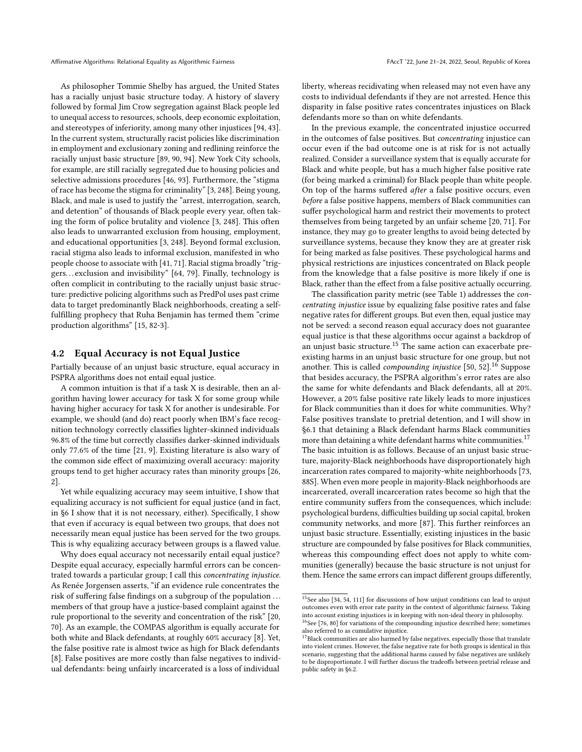As philosopher Tommie Shelby has argued, the United States has a racially unjust basic structure today. A history of slavery followed by formal Jim Crow segregation against Black people led to unequal access to resources, schools, deep economic exploitation, and stereotypes of inferiority, among many other injustices [94, 43]. In the current system, structurally racist policies like discrimination in employment and exclusionary zoning and redlining reinforce the racially unjust basic structure [89, 90, 94]. New York City schools, for example, are still racially segregated due to housing policies and selective admissions procedures [46, 93]. Furthermore, the "stigma of race has become the stigma for criminality" [3, 248]. Being young, Black, and male is used to justify the "arrest, interrogation, search, and detention" of thousands of Black people every year, often taking the form of police brutality and violence [3, 248]. This often also leads to unwarranted exclusion from housing, employment, and educational opportunities [3, 248]. Beyond formal exclusion, racial stigma also leads to informal exclusion, manifested in who people choose to associate with [41, 71]. Racial stigma broadly "triggers…exclusion and invisibility" [64, 79]. Finally, technology is often complicit in contributing to the racially unjust basic structure: predictive policing algorithms such as PredPol uses past crime data to target predominantly Black neighborhoods, creating a self-fulfilling prophecy that Ruha Benjamin has termed them "crime production algorithms" [15, 82-3].

## 4.2 Equal Accuracy is not Equal Justice

Partially because of an unjust basic structure, equal accuracy in PSPRA algorithms does not entail equal justice.

A common intuition is that if a task X is desirable, then an algorithm having lower accuracy for task X for some group while having higher accuracy for task X for another is undesirable. For example, we should (and do) react poorly when IBM's face recognition technology correctly classifies lighter-skinned individuals 96.8% of the time but correctly classifies darker-skinned individuals only 77.6% of the time [21, 9]. Existing literature is also wary of the common side effect of maximizing overall accuracy: majority groups tend to get higher accuracy rates than minority groups [26, 2].

Yet while equalizing accuracy may seem intuitive, I show that equalizing accuracy is not sufficient for equal justice (and in fact, in §6 I show that it is not necessary, either). Specifically, I show that even if accuracy is equal between two groups, that does not necessarily mean equal justice has been served for the two groups. This is why equalizing accuracy between groups is a flawed value.

Why does equal accuracy not necessarily entail equal justice? Despite equal accuracy, especially harmful errors can be concentrated towards a particular group; I call this *concentrating injustice*. As Renée Jorgensen asserts, "if an evidence rule concentrates the risk of suffering false findings on a subgroup of the population … members of that group have a justice-based complaint against the rule proportional to the severity and concentration of the risk" [20, 70]. As an example, the COMPAS algorithm is equally accurate for both white and Black defendants, at roughly 60% accuracy [8]. Yet, the false positive rate is almost twice as high for Black defendants [8]. False positives are more costly than false negatives to individual defendants: being unfairly incarcerated is a loss of individual liberty, whereas recidivating when released may not even have any costs to individual defendants if they are not arrested. Hence this disparity in false positive rates concentrates injustices on Black defendants more so than on white defendants.

In the previous example, the concentrated injustice occurred in the outcomes of false positives. But *concentrating* injustice can occur even if the bad outcome one is at risk for is not actually realized. Consider a surveillance system that is equally accurate for Black and white people, but has a much higher false positive rate (for being marked a criminal) for Black people than white people. On top of the harms suffered *after* a false positive occurs, even *before* a false positive happens, members of Black communities can suffer psychological harm and restrict their movements to protect themselves from being targeted by an unfair scheme [20, 71]. For instance, they may go to greater lengths to avoid being detected by surveillance systems, because they know they are at greater risk for being marked as false positives. These psychological harms and physical restrictions are injustices concentrated on Black people from the knowledge that a false positive is more likely if one is Black, rather than the effect from a false positive actually occurring.

The classification parity metric (see Table 1) addresses the *concentrating injustice* issue by equalizing false positive rates and false negative rates for different groups. But even then, equal justice may not be served: a second reason equal accuracy does not guarantee equal justice is that these algorithms occur against a backdrop of an unjust basic structure.[15] The same action can exacerbate pre-existing harms in an unjust basic structure for one group, but not another. This is called *compounding injustice* [50, 52].[16] Suppose that besides accuracy, the PSPRA algorithm's error rates are also the same for white defendants and Black defendants, all at 20%. However, a 20% false positive rate likely leads to more injustices for Black communities than it does for white communities. Why? False positives translate to pretrial detention, and I will show in §6.1 that detaining a Black defendant harms Black communities more than detaining a white defendant harms white communities.[17] The basic intuition is as follows. Because of an unjust basic structure, majority-Black neighborhoods have disproportionately high incarceration rates compared to majority-white neighborhoods [73, 88S]. When even more people in majority-Black neighborhoods are incarcerated, overall incarceration rates become so high that the entire community suffers from the consequences, which include: psychological burdens, difficulties building up social capital, broken community networks, and more [87]. This further reinforces an unjust basic structure. Essentially, existing injustices in the basic structure are compounded by false positives for Black communities, whereas this compounding effect does not apply to white communities (generally) because the basic structure is not unjust for them. Hence the same errors can impact different groups differently,

[15] See also [34, 54, 111] for discussions of how unjust conditions can lead to unjust outcomes even with error rate parity in the context of algorithmic fairness. Taking into account existing injustices is in keeping with non-ideal theory in philosophy.

[16] See [76, 80] for variations of the compounding injustice described here; sometimes also referred to as cumulative injustice.

[17] Black communities are also harmed by false negatives, especially those that translate into violent crimes. However, the false negative rate for both groups is identical in this scenario, suggesting that the additional harms caused by false negatives are unlikely to be disproportionate. I will further discuss the tradeoffs between pretrial release and public safety in §6.2.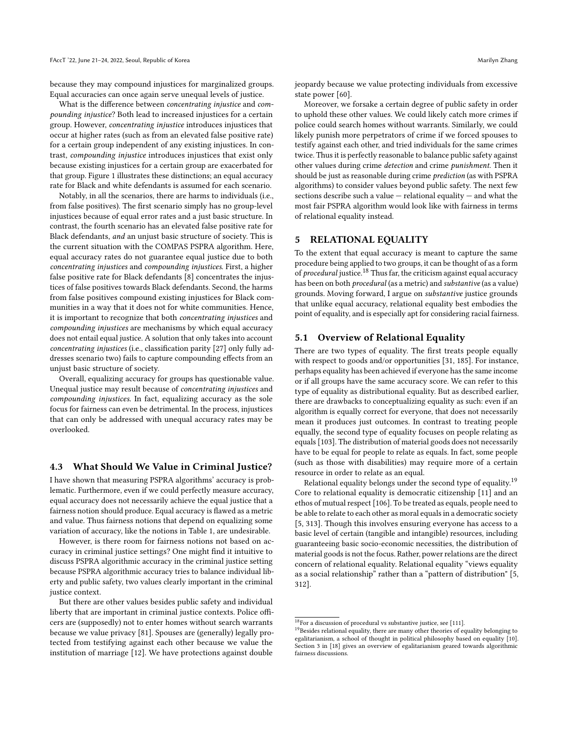because they may compound injustices for marginalized groups. Equal accuracies can once again serve unequal levels of justice.

What is the difference between *concentrating injustice* and *compounding injustice*? Both lead to increased injustices for a certain group. However, *concentrating injustice* introduces injustices that occur at higher rates (such as from an elevated false positive rate) for a certain group independent of any existing injustices. In contrast, *compounding injustice* introduces injustices that exist only because existing injustices for a certain group are exacerbated for that group. Figure 1 illustrates these distinctions; an equal accuracy rate for Black and white defendants is assumed for each scenario.

Notably, in all the scenarios, there are harms to individuals (i.e., from false positives). The first scenario simply has no group-level injustices because of equal error rates and a just basic structure. In contrast, the fourth scenario has an elevated false positive rate for Black defendants, *and* an unjust basic structure of society. This is the current situation with the COMPAS PSPRA algorithm. Here, equal accuracy rates do not guarantee equal justice due to both *concentrating injustices* and *compounding injustices*. First, a higher false positive rate for Black defendants [8] concentrates the injustices of false positives towards Black defendants. Second, the harms from false positives compound existing injustices for Black communities in a way that it does not for white communities. Hence, it is important to recognize that both *concentrating injustices* and *compounding injustices* are mechanisms by which equal accuracy does not entail equal justice. A solution that only takes into account *concentrating injustices* (i.e., classification parity [27] only fully addresses scenario two) fails to capture compounding effects from an unjust basic structure of society.

Overall, equalizing accuracy for groups has questionable value. Unequal justice may result because of *concentrating injustices* and *compounding injustices*. In fact, equalizing accuracy as the sole focus for fairness can even be detrimental. In the process, injustices that can only be addressed with unequal accuracy rates may be overlooked.

### 4.3 What Should We Value in Criminal Justice?

I have shown that measuring PSPRA algorithms' accuracy is problematic. Furthermore, even if we could perfectly measure accuracy, equal accuracy does not necessarily achieve the equal justice that a fairness notion should produce. Equal accuracy is flawed as a metric and value. Thus fairness notions that depend on equalizing some variation of accuracy, like the notions in Table 1, are undesirable.

However, is there room for fairness notions not based on accuracy in criminal justice settings? One might find it intuitive to discuss PSPRA algorithmic accuracy in the criminal justice setting because PSPRA algorithmic accuracy tries to balance individual liberty and public safety, two values clearly important in the criminal justice context.

But there are other values besides public safety and individual liberty that are important in criminal justice contexts. Police officers are (supposedly) not to enter homes without search warrants because we value privacy [81]. Spouses are (generally) legally protected from testifying against each other because we value the institution of marriage [12]. We have protections against double jeopardy because we value protecting individuals from excessive state power [60].

Moreover, we forsake a certain degree of public safety in order to uphold these other values. We could likely catch more crimes if police could search homes without warrants. Similarly, we could likely punish more perpetrators of crime if we forced spouses to testify against each other, and tried individuals for the same crimes twice. Thus it is perfectly reasonable to balance public safety against other values during crime *detection* and crime *punishment*. Then it should be just as reasonable during crime *prediction* (as with PSPRA algorithms) to consider values beyond public safety. The next few sections describe such a value — relational equality — and what the most fair PSPRA algorithm would look like with fairness in terms of relational equality instead.

## 5 RELATIONAL EQUALITY

To the extent that equal accuracy is meant to capture the same procedure being applied to two groups, it can be thought of as a form of *procedural* justice.[18] Thus far, the criticism against equal accuracy has been on both *procedural* (as a metric) and *substantive* (as a value) grounds. Moving forward, I argue on *substantive* justice grounds that unlike equal accuracy, relational equality best embodies the point of equality, and is especially apt for considering racial fairness.

### 5.1 Overview of Relational Equality

There are two types of equality. The first treats people equally with respect to goods and/or opportunities [31, 185]. For instance, perhaps equality has been achieved if everyone has the same income or if all groups have the same accuracy score. We can refer to this type of equality as distributional equality. But as described earlier, there are drawbacks to conceptualizing equality as such: even if an algorithm is equally correct for everyone, that does not necessarily mean it produces just outcomes. In contrast to treating people equally, the second type of equality focuses on people relating as equals [103]. The distribution of material goods does not necessarily have to be equal for people to relate as equals. In fact, some people (such as those with disabilities) may require more of a certain resource in order to relate as an equal.

Relational equality belongs under the second type of equality.[19] Core to relational equality is democratic citizenship [11] and an ethos of mutual respect [106]. To be treated as equals, people need to be able to relate to each other as moral equals in a democratic society [5, 313]. Though this involves ensuring everyone has access to a basic level of certain (tangible and intangible) resources, including guaranteeing basic socio-economic necessities, the distribution of material goods is not the focus. Rather, power relations are the direct concern of relational equality. Relational equality "views equality as a social relationship" rather than a "pattern of distribution" [5, 312].

[18] For a discussion of procedural vs substantive justice, see [111].

[19] Besides relational equality, there are many other theories of equality belonging to egalitarianism, a school of thought in political philosophy based on equality [10]. Section 3 in [18] gives an overview of egalitarianism geared towards algorithmic fairness discussions.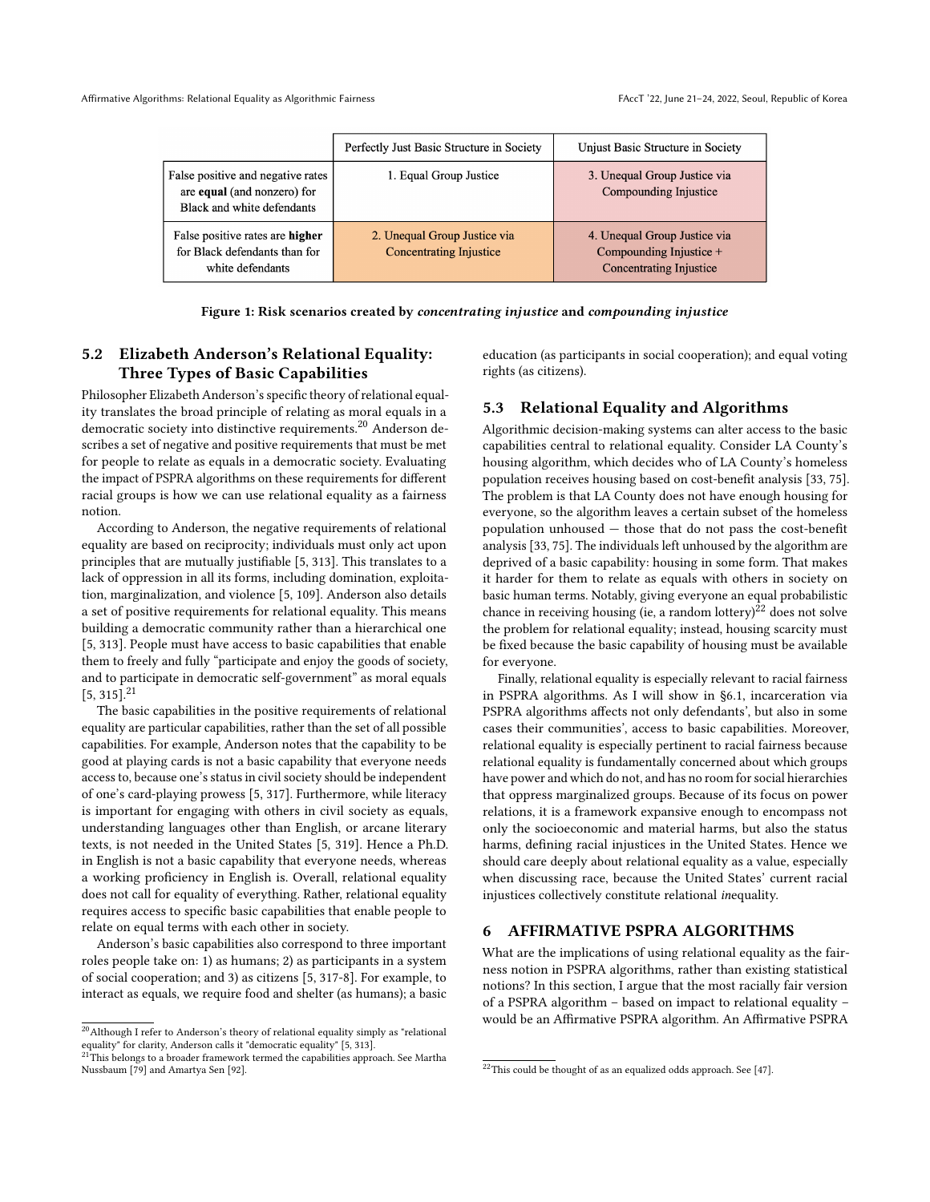|  | Perfectly Just Basic Structure in Society | Unjust Basic Structure in Society |
|---|---|---|
| False positive and negative rates are **equal** (and nonzero) for Black and white defendants | 1. Equal Group Justice | 3. Unequal Group Justice via Compounding Injustice |
| False positive rates are **higher** for Black defendants than for white defendants | 2. Unequal Group Justice via Concentrating Injustice | 4. Unequal Group Justice via Compounding Injustice + Concentrating Injustice |

**Figure 1: Risk scenarios created by *concentrating injustice* and *compounding injustice***

## 5.2 Elizabeth Anderson's Relational Equality: Three Types of Basic Capabilities

Philosopher Elizabeth Anderson's specific theory of relational equality translates the broad principle of relating as moral equals in a democratic society into distinctive requirements.[20] Anderson describes a set of negative and positive requirements that must be met for people to relate as equals in a democratic society. Evaluating the impact of PSPRA algorithms on these requirements for different racial groups is how we can use relational equality as a fairness notion.

According to Anderson, the negative requirements of relational equality are based on reciprocity; individuals must only act upon principles that are mutually justifiable [5, 313]. This translates to a lack of oppression in all its forms, including domination, exploitation, marginalization, and violence [5, 109]. Anderson also details a set of positive requirements for relational equality. This means building a democratic community rather than a hierarchical one [5, 313]. People must have access to basic capabilities that enable them to freely and fully "participate and enjoy the goods of society, and to participate in democratic self-government" as moral equals [5, 315].[21]

The basic capabilities in the positive requirements of relational equality are particular capabilities, rather than the set of all possible capabilities. For example, Anderson notes that the capability to be good at playing cards is not a basic capability that everyone needs access to, because one's status in civil society should be independent of one's card-playing prowess [5, 317]. Furthermore, while literacy is important for engaging with others in civil society as equals, understanding languages other than English, or arcane literary texts, is not needed in the United States [5, 319]. Hence a Ph.D. in English is not a basic capability that everyone needs, whereas a working proficiency in English is. Overall, relational equality does not call for equality of everything. Rather, relational equality requires access to specific basic capabilities that enable people to relate on equal terms with each other in society.

Anderson's basic capabilities also correspond to three important roles people take on: 1) as humans; 2) as participants in a system of social cooperation; and 3) as citizens [5, 317-8]. For example, to interact as equals, we require food and shelter (as humans); a basic education (as participants in social cooperation); and equal voting rights (as citizens).

[20] Although I refer to Anderson's theory of relational equality simply as "relational equality" for clarity, Anderson calls it "democratic equality" [5, 313].

[21] This belongs to a broader framework termed the capabilities approach. See Martha Nussbaum [79] and Amartya Sen [92].

## 5.3 Relational Equality and Algorithms

Algorithmic decision-making systems can alter access to the basic capabilities central to relational equality. Consider LA County's housing algorithm, which decides who of LA County's homeless population receives housing based on cost-benefit analysis [33, 75]. The problem is that LA County does not have enough housing for everyone, so the algorithm leaves a certain subset of the homeless population unhoused — those that do not pass the cost-benefit analysis [33, 75]. The individuals left unhoused by the algorithm are deprived of a basic capability: housing in some form. That makes it harder for them to relate as equals with others in society on basic human terms. Notably, giving everyone an equal probabilistic chance in receiving housing (ie, a random lottery)[22] does not solve the problem for relational equality; instead, housing scarcity must be fixed because the basic capability of housing must be available for everyone.

Finally, relational equality is especially relevant to racial fairness in PSPRA algorithms. As I will show in §6.1, incarceration via PSPRA algorithms affects not only defendants', but also in some cases their communities', access to basic capabilities. Moreover, relational equality is especially pertinent to racial fairness because relational equality is fundamentally concerned about which groups have power and which do not, and has no room for social hierarchies that oppress marginalized groups. Because of its focus on power relations, it is a framework expansive enough to encompass not only the socioeconomic and material harms, but also the status harms, defining racial injustices in the United States. Hence we should care deeply about relational equality as a value, especially when discussing race, because the United States' current racial injustices collectively constitute relational *in*equality.

# 6 AFFIRMATIVE PSPRA ALGORITHMS

What are the implications of using relational equality as the fairness notion in PSPRA algorithms, rather than existing statistical notions? In this section, I argue that the most racially fair version of a PSPRA algorithm – based on impact to relational equality – would be an Affirmative PSPRA algorithm. An Affirmative PSPRA

[22] This could be thought of as an equalized odds approach. See [47].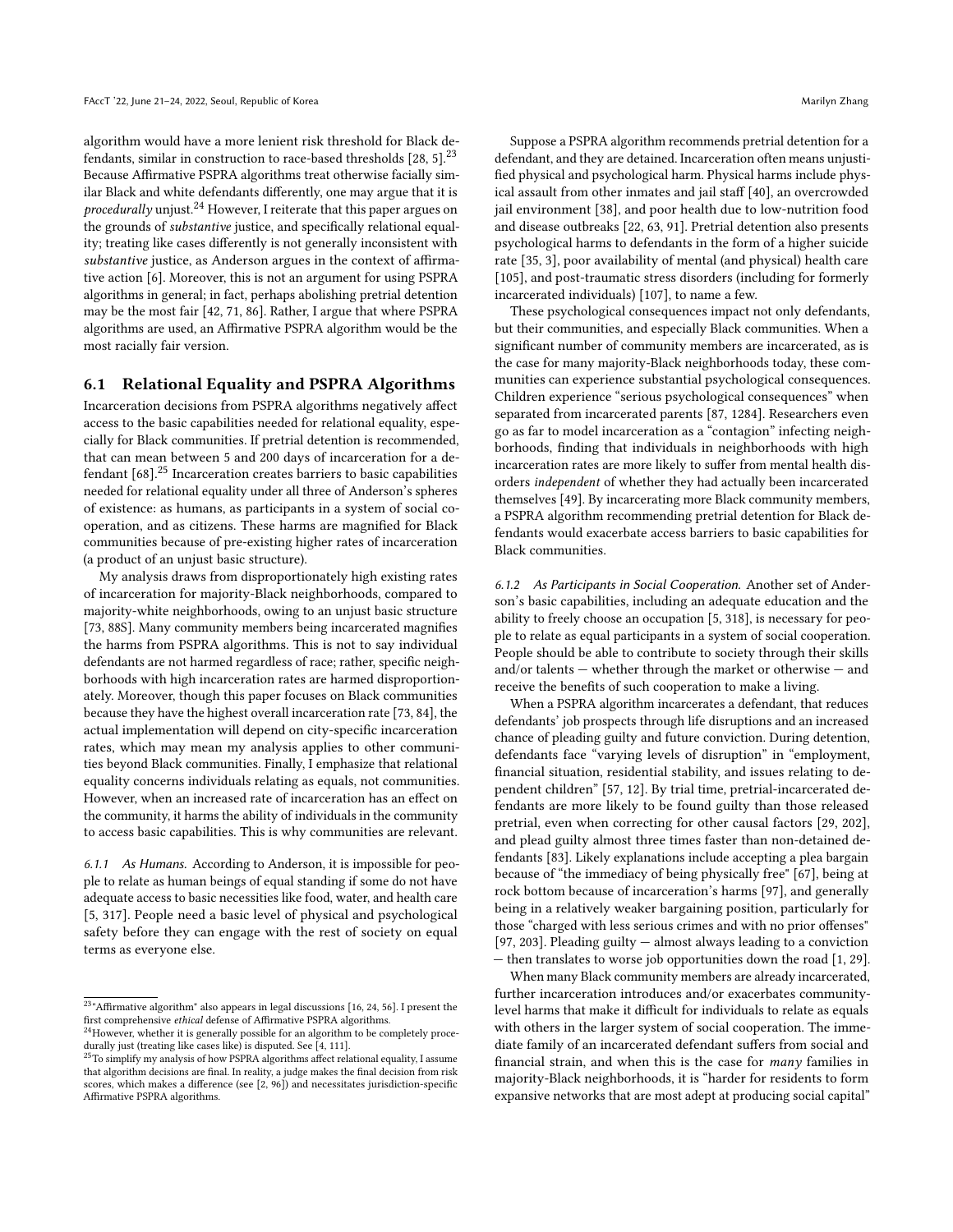algorithm would have a more lenient risk threshold for Black defendants, similar in construction to race-based thresholds [28, 5].[23] Because Affirmative PSPRA algorithms treat otherwise facially similar Black and white defendants differently, one may argue that it is *procedurally* unjust.[24] However, I reiterate that this paper argues on the grounds of *substantive* justice, and specifically relational equality; treating like cases differently is not generally inconsistent with *substantive* justice, as Anderson argues in the context of affirmative action [6]. Moreover, this is not an argument for using PSPRA algorithms in general; in fact, perhaps abolishing pretrial detention may be the most fair [42, 71, 86]. Rather, I argue that where PSPRA algorithms are used, an Affirmative PSPRA algorithm would be the most racially fair version.

### 6.1 Relational Equality and PSPRA Algorithms

Incarceration decisions from PSPRA algorithms negatively affect access to the basic capabilities needed for relational equality, especially for Black communities. If pretrial detention is recommended, that can mean between 5 and 200 days of incarceration for a defendant [68].[25] Incarceration creates barriers to basic capabilities needed for relational equality under all three of Anderson's spheres of existence: as humans, as participants in a system of social cooperation, and as citizens. These harms are magnified for Black communities because of pre-existing higher rates of incarceration (a product of an unjust basic structure).

My analysis draws from disproportionately high existing rates of incarceration for majority-Black neighborhoods, compared to majority-white neighborhoods, owing to an unjust basic structure [73, 88S]. Many community members being incarcerated magnifies the harms from PSPRA algorithms. This is not to say individual defendants are not harmed regardless of race; rather, specific neighborhoods with high incarceration rates are harmed disproportionately. Moreover, though this paper focuses on Black communities because they have the highest overall incarceration rate [73, 84], the actual implementation will depend on city-specific incarceration rates, which may mean my analysis applies to other communities beyond Black communities. Finally, I emphasize that relational equality concerns individuals relating as equals, not communities. However, when an increased rate of incarceration has an effect on the community, it harms the ability of individuals in the community to access basic capabilities. This is why communities are relevant.

*6.1.1 As Humans.* According to Anderson, it is impossible for people to relate as human beings of equal standing if some do not have adequate access to basic necessities like food, water, and health care [5, 317]. People need a basic level of physical and psychological safety before they can engage with the rest of society on equal terms as everyone else.

Suppose a PSPRA algorithm recommends pretrial detention for a defendant, and they are detained. Incarceration often means unjustified physical and psychological harm. Physical harms include physical assault from other inmates and jail staff [40], an overcrowded jail environment [38], and poor health due to low-nutrition food and disease outbreaks [22, 63, 91]. Pretrial detention also presents psychological harms to defendants in the form of a higher suicide rate [35, 3], poor availability of mental (and physical) health care [105], and post-traumatic stress disorders (including for formerly incarcerated individuals) [107], to name a few.

These psychological consequences impact not only defendants, but their communities, and especially Black communities. When a significant number of community members are incarcerated, as is the case for many majority-Black neighborhoods today, these communities can experience substantial psychological consequences. Children experience "serious psychological consequences" when separated from incarcerated parents [87, 1284]. Researchers even go as far to model incarceration as a "contagion" infecting neighborhoods, finding that individuals in neighborhoods with high incarceration rates are more likely to suffer from mental health disorders *independent* of whether they had actually been incarcerated themselves [49]. By incarcerating more Black community members, a PSPRA algorithm recommending pretrial detention for Black defendants would exacerbate access barriers to basic capabilities for Black communities.

*6.1.2 As Participants in Social Cooperation.* Another set of Anderson's basic capabilities, including an adequate education and the ability to freely choose an occupation [5, 318], is necessary for people to relate as equal participants in a system of social cooperation. People should be able to contribute to society through their skills and/or talents — whether through the market or otherwise — and receive the benefits of such cooperation to make a living.

When a PSPRA algorithm incarcerates a defendant, that reduces defendants' job prospects through life disruptions and an increased chance of pleading guilty and future conviction. During detention, defendants face "varying levels of disruption" in "employment, financial situation, residential stability, and issues relating to dependent children" [57, 12]. By trial time, pretrial-incarcerated defendants are more likely to be found guilty than those released pretrial, even when correcting for other causal factors [29, 202], and plead guilty almost three times faster than non-detained defendants [83]. Likely explanations include accepting a plea bargain because of "the immediacy of being physically free" [67], being at rock bottom because of incarceration's harms [97], and generally being in a relatively weaker bargaining position, particularly for those "charged with less serious crimes and with no prior offenses" [97, 203]. Pleading guilty — almost always leading to a conviction — then translates to worse job opportunities down the road [1, 29].

When many Black community members are already incarcerated, further incarceration introduces and/or exacerbates community-level harms that make it difficult for individuals to relate as equals with others in the larger system of social cooperation. The immediate family of an incarcerated defendant suffers from social and financial strain, and when this is the case for *many* families in majority-Black neighborhoods, it is "harder for residents to form expansive networks that are most adept at producing social capital"

---

[23] "Affirmative algorithm" also appears in legal discussions [16, 24, 56]. I present the first comprehensive *ethical* defense of Affirmative PSPRA algorithms.

[24] However, whether it is generally possible for an algorithm to be completely procedurally just (treating like cases like) is disputed. See [4, 111].

[25] To simplify my analysis of how PSPRA algorithms affect relational equality, I assume that algorithm decisions are final. In reality, a judge makes the final decision from risk scores, which makes a difference (see [2, 96]) and necessitates jurisdiction-specific Affirmative PSPRA algorithms.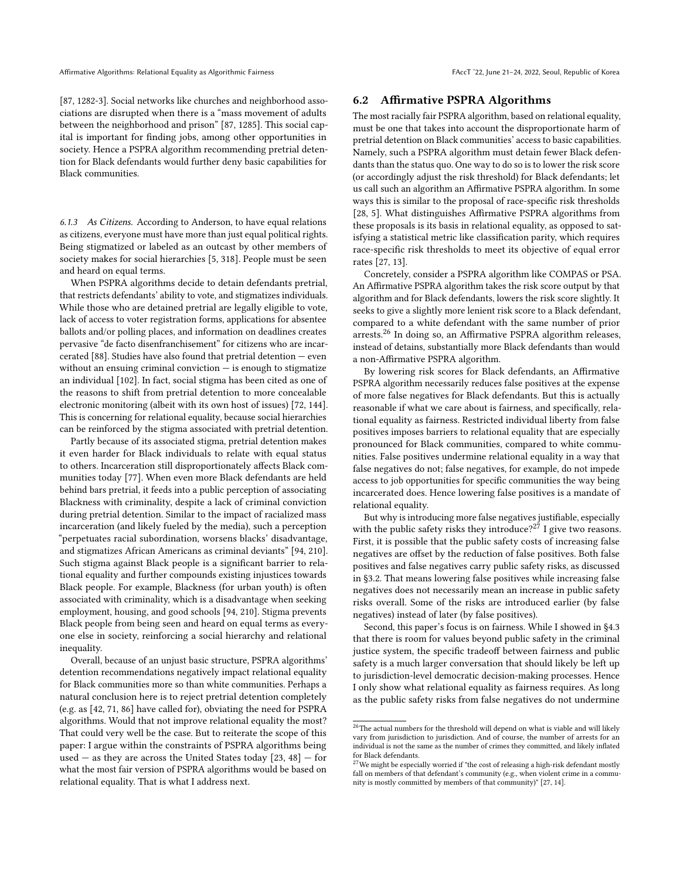[87, 1282-3]. Social networks like churches and neighborhood associations are disrupted when there is a "mass movement of adults between the neighborhood and prison" [87, 1285]. This social capital is important for finding jobs, among other opportunities in society. Hence a PSPRA algorithm recommending pretrial detention for Black defendants would further deny basic capabilities for Black communities.

#### 6.1.3 As Citizens.

According to Anderson, to have equal relations as citizens, everyone must have more than just equal political rights. Being stigmatized or labeled as an outcast by other members of society makes for social hierarchies [5, 318]. People must be seen and heard on equal terms.

When PSPRA algorithms decide to detain defendants pretrial, that restricts defendants' ability to vote, and stigmatizes individuals. While those who are detained pretrial are legally eligible to vote, lack of access to voter registration forms, applications for absentee ballots and/or polling places, and information on deadlines creates pervasive "de facto disenfranchisement" for citizens who are incarcerated [88]. Studies have also found that pretrial detention — even without an ensuing criminal conviction — is enough to stigmatize an individual [102]. In fact, social stigma has been cited as one of the reasons to shift from pretrial detention to more concealable electronic monitoring (albeit with its own host of issues) [72, 144]. This is concerning for relational equality, because social hierarchies can be reinforced by the stigma associated with pretrial detention.

Partly because of its associated stigma, pretrial detention makes it even harder for Black individuals to relate with equal status to others. Incarceration still disproportionately affects Black communities today [77]. When even more Black defendants are held behind bars pretrial, it feeds into a public perception of associating Blackness with criminality, despite a lack of criminal conviction during pretrial detention. Similar to the impact of racialized mass incarceration (and likely fueled by the media), such a perception "perpetuates racial subordination, worsens blacks' disadvantage, and stigmatizes African Americans as criminal deviants" [94, 210]. Such stigma against Black people is a significant barrier to relational equality and further compounds existing injustices towards Black people. For example, Blackness (for urban youth) is often associated with criminality, which is a disadvantage when seeking employment, housing, and good schools [94, 210]. Stigma prevents Black people from being seen and heard on equal terms as everyone else in society, reinforcing a social hierarchy and relational inequality.

Overall, because of an unjust basic structure, PSPRA algorithms' detention recommendations negatively impact relational equality for Black communities more so than white communities. Perhaps a natural conclusion here is to reject pretrial detention completely (e.g. as [42, 71, 86] have called for), obviating the need for PSPRA algorithms. Would that not improve relational equality the most? That could very well be the case. But to reiterate the scope of this paper: I argue within the constraints of PSPRA algorithms being used — as they are across the United States today [23, 48] — for what the most fair version of PSPRA algorithms would be based on relational equality. That is what I address next.

### 6.2 Affirmative PSPRA Algorithms

The most racially fair PSPRA algorithm, based on relational equality, must be one that takes into account the disproportionate harm of pretrial detention on Black communities' access to basic capabilities. Namely, such a PSPRA algorithm must detain fewer Black defendants than the status quo. One way to do so is to lower the risk score (or accordingly adjust the risk threshold) for Black defendants; let us call such an algorithm an Affirmative PSPRA algorithm. In some ways this is similar to the proposal of race-specific risk thresholds [28, 5]. What distinguishes Affirmative PSPRA algorithms from these proposals is its basis in relational equality, as opposed to satisfying a statistical metric like classification parity, which requires race-specific risk thresholds to meet its objective of equal error rates [27, 13].

Concretely, consider a PSPRA algorithm like COMPAS or PSA. An Affirmative PSPRA algorithm takes the risk score output by that algorithm and for Black defendants, lowers the risk score slightly. It seeks to give a slightly more lenient risk score to a Black defendant, compared to a white defendant with the same number of prior arrests.[26] In doing so, an Affirmative PSPRA algorithm releases, instead of detains, substantially more Black defendants than would a non-Affirmative PSPRA algorithm.

By lowering risk scores for Black defendants, an Affirmative PSPRA algorithm necessarily reduces false positives at the expense of more false negatives for Black defendants. But this is actually reasonable if what we care about is fairness, and specifically, relational equality as fairness. Restricted individual liberty from false positives imposes barriers to relational equality that are especially pronounced for Black communities, compared to white communities. False positives undermine relational equality in a way that false negatives do not; false negatives, for example, do not impede access to job opportunities for specific communities the way being incarcerated does. Hence lowering false positives is a mandate of relational equality.

But why is introducing more false negatives justifiable, especially with the public safety risks they introduce?[27] I give two reasons. First, it is possible that the public safety costs of increasing false negatives are offset by the reduction of false positives. Both false positives and false negatives carry public safety risks, as discussed in §3.2. That means lowering false positives while increasing false negatives does not necessarily mean an increase in public safety risks overall. Some of the risks are introduced earlier (by false negatives) instead of later (by false positives).

Second, this paper's focus is on fairness. While I showed in §4.3 that there is room for values beyond public safety in the criminal justice system, the specific tradeoff between fairness and public safety is a much larger conversation that should likely be left up to jurisdiction-level democratic decision-making processes. Hence I only show what relational equality as fairness requires. As long as the public safety risks from false negatives do not undermine

---

[26] The actual numbers for the threshold will depend on what is viable and will likely vary from jurisdiction to jurisdiction. And of course, the number of arrests for an individual is not the same as the number of crimes they committed, and likely inflated for Black defendants.

[27] We might be especially worried if "the cost of releasing a high-risk defendant mostly fall on members of that defendant's community (e.g., when violent crime in a community is mostly committed by members of that community)" [27, 14].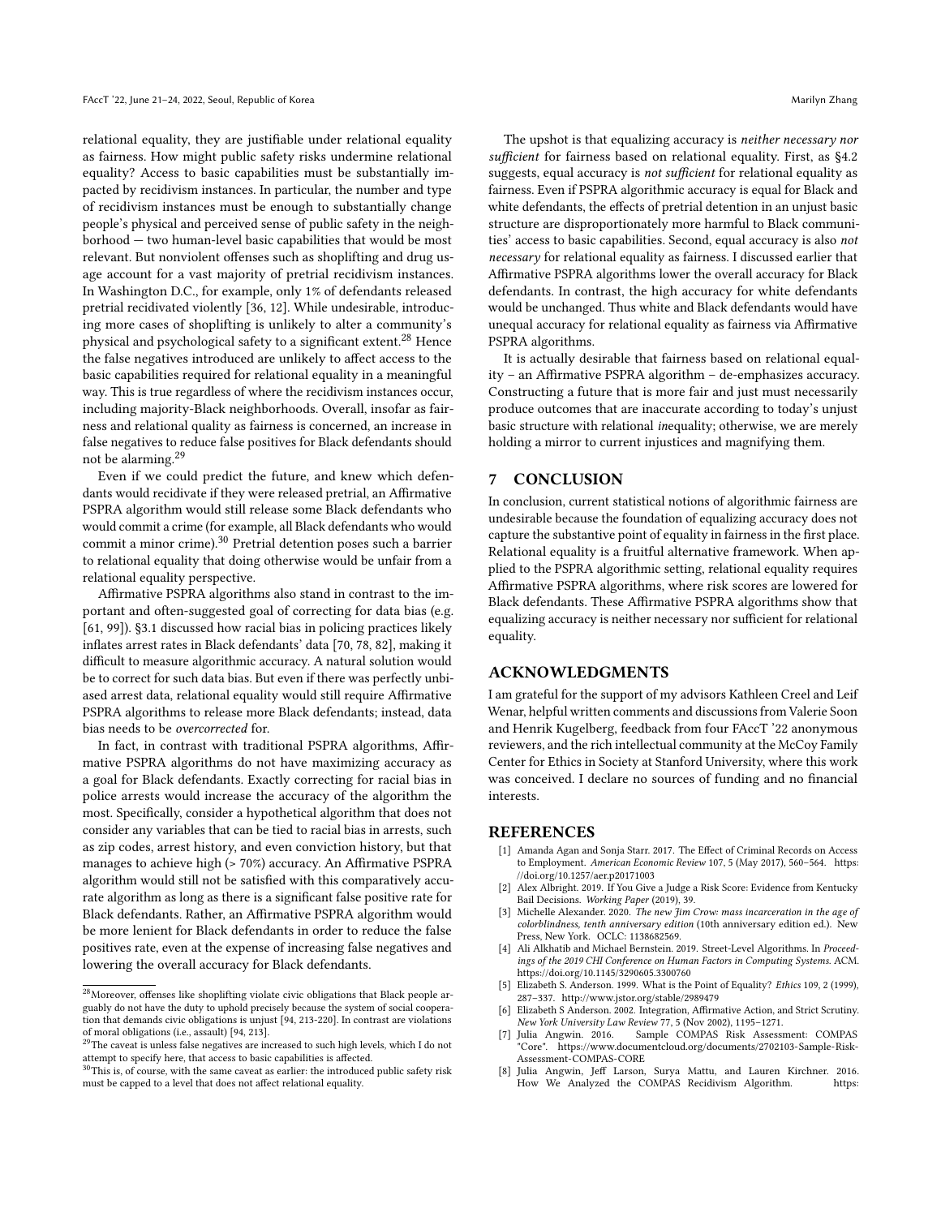relational equality, they are justifiable under relational equality as fairness. How might public safety risks undermine relational equality? Access to basic capabilities must be substantially impacted by recidivism instances. In particular, the number and type of recidivism instances must be enough to substantially change people's physical and perceived sense of public safety in the neighborhood — two human-level basic capabilities that would be most relevant. But nonviolent offenses such as shoplifting and drug usage account for a vast majority of pretrial recidivism instances. In Washington D.C., for example, only 1% of defendants released pretrial recidivated violently [36, 12]. While undesirable, introducing more cases of shoplifting is unlikely to alter a community's physical and psychological safety to a significant extent.[28] Hence the false negatives introduced are unlikely to affect access to the basic capabilities required for relational equality in a meaningful way. This is true regardless of where the recidivism instances occur, including majority-Black neighborhoods. Overall, insofar as fairness and relational quality as fairness is concerned, an increase in false negatives to reduce false positives for Black defendants should not be alarming.[29]

Even if we could predict the future, and knew which defendants would recidivate if they were released pretrial, an Affirmative PSPRA algorithm would still release some Black defendants who would commit a crime (for example, all Black defendants who would commit a minor crime).[30] Pretrial detention poses such a barrier to relational equality that doing otherwise would be unfair from a relational equality perspective.

Affirmative PSPRA algorithms also stand in contrast to the important and often-suggested goal of correcting for data bias (e.g. [61, 99]). §3.1 discussed how racial bias in policing practices likely inflates arrest rates in Black defendants' data [70, 78, 82], making it difficult to measure algorithmic accuracy. A natural solution would be to correct for such data bias. But even if there was perfectly unbiased arrest data, relational equality would still require Affirmative PSPRA algorithms to release more Black defendants; instead, data bias needs to be *overcorrected* for.

In fact, in contrast with traditional PSPRA algorithms, Affirmative PSPRA algorithms do not have maximizing accuracy as a goal for Black defendants. Exactly correcting for racial bias in police arrests would increase the accuracy of the algorithm the most. Specifically, consider a hypothetical algorithm that does not consider any variables that can be tied to racial bias in arrests, such as zip codes, arrest history, and even conviction history, but that manages to achieve high (> 70%) accuracy. An Affirmative PSPRA algorithm would still not be satisfied with this comparatively accurate algorithm as long as there is a significant false positive rate for Black defendants. Rather, an Affirmative PSPRA algorithm would be more lenient for Black defendants in order to reduce the false positives rate, even at the expense of increasing false negatives and lowering the overall accuracy for Black defendants.

The upshot is that equalizing accuracy is *neither necessary nor sufficient* for fairness based on relational equality. First, as §4.2 suggests, equal accuracy is *not sufficient* for relational equality as fairness. Even if PSPRA algorithmic accuracy is equal for Black and white defendants, the effects of pretrial detention in an unjust basic structure are disproportionately more harmful to Black communities' access to basic capabilities. Second, equal accuracy is also *not necessary* for relational equality as fairness. I discussed earlier that Affirmative PSPRA algorithms lower the overall accuracy for Black defendants. In contrast, the high accuracy for white defendants would be unchanged. Thus white and Black defendants would have unequal accuracy for relational equality as fairness via Affirmative PSPRA algorithms.

It is actually desirable that fairness based on relational equality – an Affirmative PSPRA algorithm – de-emphasizes accuracy. Constructing a future that is more fair and just must necessarily produce outcomes that are inaccurate according to today's unjust basic structure with relational *in*equality; otherwise, we are merely holding a mirror to current injustices and magnifying them.

## 7 CONCLUSION

In conclusion, current statistical notions of algorithmic fairness are undesirable because the foundation of equalizing accuracy does not capture the substantive point of equality in fairness in the first place. Relational equality is a fruitful alternative framework. When applied to the PSPRA algorithmic setting, relational equality requires Affirmative PSPRA algorithms, where risk scores are lowered for Black defendants. These Affirmative PSPRA algorithms show that equalizing accuracy is neither necessary nor sufficient for relational equality.

## ACKNOWLEDGMENTS

I am grateful for the support of my advisors Kathleen Creel and Leif Wenar, helpful written comments and discussions from Valerie Soon and Henrik Kugelberg, feedback from four FAccT '22 anonymous reviewers, and the rich intellectual community at the McCoy Family Center for Ethics in Society at Stanford University, where this work was conceived. I declare no sources of funding and no financial interests.

## REFERENCES

[1] Amanda Agan and Sonja Starr. 2017. The Effect of Criminal Records on Access to Employment. *American Economic Review* 107, 5 (May 2017), 560–564. https://doi.org/10.1257/aer.p20171003

[2] Alex Albright. 2019. If You Give a Judge a Risk Score: Evidence from Kentucky Bail Decisions. *Working Paper* (2019), 39.

[3] Michelle Alexander. 2020. *The new Jim Crow: mass incarceration in the age of colorblindness, tenth anniversary edition* (10th anniversary edition ed.). New Press, New York. OCLC: 1138682569.

[4] Ali Alkhatib and Michael Bernstein. 2019. Street-Level Algorithms. In *Proceedings of the 2019 CHI Conference on Human Factors in Computing Systems*. ACM. https://doi.org/10.1145/3290605.3300760

[5] Elizabeth S. Anderson. 1999. What is the Point of Equality? *Ethics* 109, 2 (1999), 287–337. http://www.jstor.org/stable/2989479

[6] Elizabeth S Anderson. 2002. Integration, Affirmative Action, and Strict Scrutiny. *New York University Law Review* 77, 5 (Nov 2002), 1195–1271.

[7] Julia Angwin. 2016. Sample COMPAS Risk Assessment: COMPAS "Core". https://www.documentcloud.org/documents/2702103-Sample-Risk-Assessment-COMPAS-CORE

[8] Julia Angwin, Jeff Larson, Surya Mattu, and Lauren Kirchner. 2016. How We Analyzed the COMPAS Recidivism Algorithm. https:

[28] Moreover, offenses like shoplifting violate civic obligations that Black people arguably do not have the duty to uphold precisely because the system of social cooperation that demands civic obligations is unjust [94, 213-220]. In contrast are violations of moral obligations (i.e., assault) [94, 213].

[29] The caveat is unless false negatives are increased to such high levels, which I do not attempt to specify here, that access to basic capabilities is affected.

[30] This is, of course, with the same caveat as earlier: the introduced public safety risk must be capped to a level that does not affect relational equality.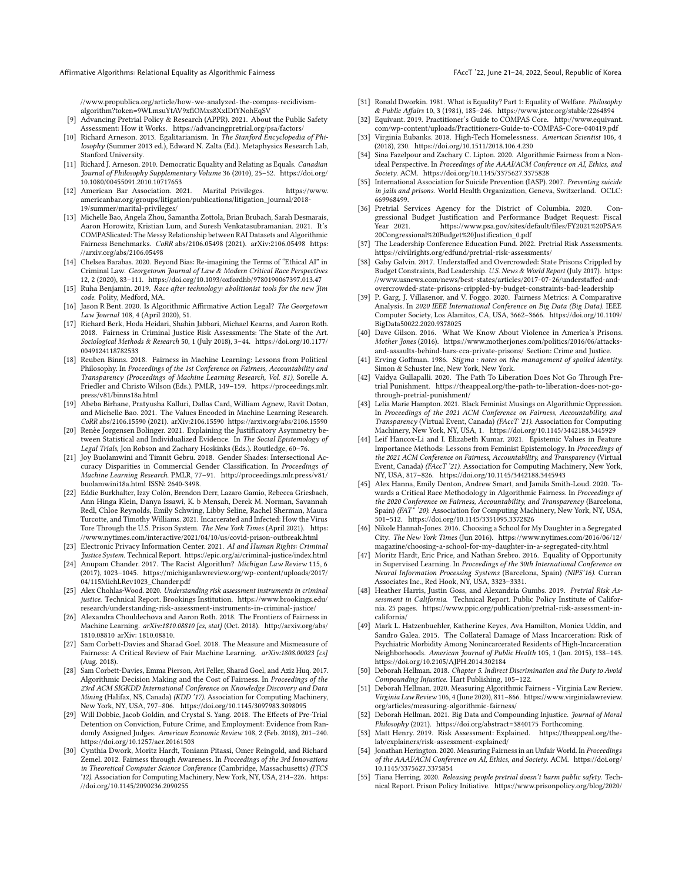//www.propublica.org/article/how-we-analyzed-the-compas-recidivism-algorithm?token=9WLmsuYtAV9xfiOMxs8XxIDtYNohEqSV

- [9] Advancing Pretrial Policy & Research (APPR). 2021. About the Public Safety Assessment: How it Works. https://advancingpretrial.org/psa/factors/
- [10] Richard Arneson. 2013. Egalitarianism. In *The Stanford Encyclopedia of Philosophy* (Summer 2013 ed.), Edward N. Zalta (Ed.). Metaphysics Research Lab, Stanford University.
- [11] Richard J. Arneson. 2010. Democratic Equality and Relating as Equals. *Canadian Journal of Philosophy Supplementary Volume* 36 (2010), 25–52. https://doi.org/10.1080/00455091.2010.10717653
- [12] American Bar Association. 2021. Marital Privileges. https://www.americanbar.org/groups/litigation/publications/litigation_journal/2018-19/summer/marital-privileges/
- [13] Michelle Bao, Angela Zhou, Samantha Zottola, Brian Brubach, Sarah Desmarais, Aaron Horowitz, Kristian Lum, and Suresh Venkatasubramanian. 2021. It's COMPASlicated: The Messy Relationship between RAI Datasets and Algorithmic Fairness Benchmarks. *CoRR* abs/2106.05498 (2021). arXiv:2106.05498 https://arxiv.org/abs/2106.05498
- [14] Chelsea Barabas. 2020. Beyond Bias: Re-imagining the Terms of "Ethical AI" in Criminal Law. *Georgetown Journal of Law & Modern Critical Race Perspectives* 12, 2 (2020), 83–111. https://doi.org/10.1093/oxfordhb/9780190067397.013.47
- [15] Ruha Benjamin. 2019. *Race after technology: abolitionist tools for the new Jim code.* Polity, Medford, MA.
- [16] Jason R Bent. 2020. Is Algorithmic Affirmative Action Legal? *The Georgetown Law Journal* 108, 4 (April 2020), 51.
- [17] Richard Berk, Hoda Heidari, Shahin Jabbari, Michael Kearns, and Aaron Roth. 2018. Fairness in Criminal Justice Risk Assessments: The State of the Art. *Sociological Methods & Research* 50, 1 (July 2018), 3–44. https://doi.org/10.1177/0049124118782533
- [18] Reuben Binns. 2018. Fairness in Machine Learning: Lessons from Political Philosophy. In *Proceedings of the 1st Conference on Fairness, Accountability and Transparency (Proceedings of Machine Learning Research, Vol. 81)*, Sorelle A. Friedler and Christo Wilson (Eds.). PMLR, 149–159. https://proceedings.mlr.press/v81/binns18a.html
- [19] Abeba Birhane, Pratyusha Kalluri, Dallas Card, William Agnew, Ravit Dotan, and Michelle Bao. 2021. The Values Encoded in Machine Learning Research. *CoRR* abs/2106.15590 (2021). arXiv:2106.15590 https://arxiv.org/abs/2106.15590
- [20] Renèe Jorgensen Bolinger. 2021. Explaining the Justificatory Asymmetry between Statistical and Individualized Evidence. In *The Social Epistemology of Legal Trials*, Jon Robson and Zachary Hoskinks (Eds.). Routledge, 60–76.
- [21] Joy Buolamwini and Timnit Gebru. 2018. Gender Shades: Intersectional Accuracy Disparities in Commercial Gender Classification. In *Proceedings of Machine Learning Research*. PMLR, 77–91. http://proceedings.mlr.press/v81/buolamwini18a.html ISSN: 2640-3498.
- [22] Eddie Burkhalter, Izzy Colón, Brendon Derr, Lazaro Gamio, Rebecca Griesbach, Ann Hinga Klein, Danya Issawi, K. b Mensah, Derek M. Norman, Savannah Redl, Chloe Reynolds, Emily Schwing, Libby Seline, Rachel Sherman, Maura Turcotte, and Timothy Williams. 2021. Incarcerated and Infected: How the Virus Tore Through the U.S. Prison System. *The New York Times* (April 2021). https://www.nytimes.com/interactive/2021/04/10/us/covid-prison-outbreak.html
- [23] Electronic Privacy Information Center. 2021. *AI and Human Rights: Criminal Justice System*. Technical Report. https://epic.org/ai/criminal-justice/index.html
- [24] Anupam Chander. 2017. The Racist Algorithm? *Michigan Law Review* 115, 6 (2017), 1023–1045. https://michiganlawreview.org/wp-content/uploads/2017/04/115MichLRev1023_Chander.pdf
- [25] Alex Chohlas-Wood. 2020. *Understanding risk assessment instruments in criminal justice*. Technical Report. Brookings Institution. https://www.brookings.edu/research/understanding-risk-assessment-instruments-in-criminal-justice/
- [26] Alexandra Chouldechova and Aaron Roth. 2018. The Frontiers of Fairness in Machine Learning. *arXiv:1810.08810 [cs, stat]* (Oct. 2018). http://arxiv.org/abs/1810.08810 arXiv: 1810.08810.
- [27] Sam Corbett-Davies and Sharad Goel. 2018. The Measure and Mismeasure of Fairness: A Critical Review of Fair Machine Learning. *arXiv:1808.00023 [cs]* (Aug. 2018).
- [28] Sam Corbett-Davies, Emma Pierson, Avi Feller, Sharad Goel, and Aziz Huq. 2017. Algorithmic Decision Making and the Cost of Fairness. In *Proceedings of the 23rd ACM SIGKDD International Conference on Knowledge Discovery and Data Mining* (Halifax, NS, Canada) *(KDD '17)*. Association for Computing Machinery, New York, NY, USA, 797–806. https://doi.org/10.1145/3097983.3098095
- [29] Will Dobbie, Jacob Goldin, and Crystal S. Yang. 2018. The Effects of Pre-Trial Detention on Conviction, Future Crime, and Employment: Evidence from Randomly Assigned Judges. *American Economic Review* 108, 2 (Feb. 2018), 201–240. https://doi.org/10.1257/aer.20161503
- [30] Cynthia Dwork, Moritz Hardt, Toniann Pitassi, Omer Reingold, and Richard Zemel. 2012. Fairness through Awareness. In *Proceedings of the 3rd Innovations in Theoretical Computer Science Conference* (Cambridge, Massachusetts) *(ITCS '12)*. Association for Computing Machinery, New York, NY, USA, 214–226. https://doi.org/10.1145/2090236.2090255
- [31] Ronald Dworkin. 1981. What is Equality? Part 1: Equality of Welfare. *Philosophy & Public Affairs* 10, 3 (1981), 185–246. https://www.jstor.org/stable/2264894
- [32] Equivant. 2019. Practitioner's Guide to COMPAS Core. http://www.equivant.com/wp-content/uploads/Practitioners-Guide-to-COMPAS-Core-040419.pdf
- [33] Virginia Eubanks. 2018. High-Tech Homelessness. *American Scientist* 106, 4 (2018), 230. https://doi.org/10.1511/2018.106.4.230
- [34] Sina Fazelpour and Zachary C. Lipton. 2020. Algorithmic Fairness from a Nonideal Perspective. In *Proceedings of the AAAI/ACM Conference on AI, Ethics, and Society*. ACM. https://doi.org/10.1145/3375627.3375828
- [35] International Association for Suicide Prevention (IASP). 2007. *Preventing suicide in jails and prisons*. World Health Organization, Geneva, Switzerland. OCLC: 669968499.
- [36] Pretrial Services Agency for the District of Columbia. 2020. Congressional Budget Justification and Performance Budget Request: Fiscal Year 2021. https://www.psa.gov/sites/default/files/FY2021%20PSA%20Congressional%20Budget%20Justification_0.pdf
- [37] The Leadership Conference Education Fund. 2022. Pretrial Risk Assessments. https://civilrights.org/edfund/pretrial-risk-assessments/
- [38] Gaby Galvin. 2017. Understaffed and Overcrowded: State Prisons Crippled by Budget Constraints, Bad Leadership. *U.S. News & World Report* (July 2017). https://www.usnews.com/news/best-states/articles/2017-07-26/understaffed-and-overcrowded-state-prisons-crippled-by-budget-constraints-bad-leadership
- [39] P. Garg, J. Villasenor, and V. Foggo. 2020. Fairness Metrics: A Comparative Analysis. In *2020 IEEE International Conference on Big Data (Big Data)*. IEEE Computer Society, Los Alamitos, CA, USA, 3662–3666. https://doi.org/10.1109/BigData50022.2020.9378025
- [40] Dave Gilson. 2016. What We Know About Violence in America's Prisons. *Mother Jones* (2016). https://www.motherjones.com/politics/2016/06/attacks-and-assaults-behind-bars-cca-private-prisons/ Section: Crime and Justice.
- [41] Erving Goffman. 1986. *Stigma : notes on the management of spoiled identity.* Simon & Schuster Inc, New York, New York.
- [42] Vaidya Gullapalli. 2020. The Path To Liberation Does Not Go Through Pretrial Punishment. https://theappeal.org/the-path-to-liberation-does-not-go-through-pretrial-punishment/
- [43] Lelia Marie Hampton. 2021. Black Feminist Musings on Algorithmic Oppression. In *Proceedings of the 2021 ACM Conference on Fairness, Accountability, and Transparency* (Virtual Event, Canada) *(FAccT '21)*. Association for Computing Machinery, New York, NY, USA, 1. https://doi.org/10.1145/3442188.3445929
- [44] Leif Hancox-Li and I. Elizabeth Kumar. 2021. Epistemic Values in Feature Importance Methods: Lessons from Feminist Epistemology. In *Proceedings of the 2021 ACM Conference on Fairness, Accountability, and Transparency* (Virtual Event, Canada) *(FAccT '21)*. Association for Computing Machinery, New York, NY, USA, 817–826. https://doi.org/10.1145/3442188.3445943
- [45] Alex Hanna, Emily Denton, Andrew Smart, and Jamila Smith-Loud. 2020. Towards a Critical Race Methodology in Algorithmic Fairness. In *Proceedings of the 2020 Conference on Fairness, Accountability, and Transparency* (Barcelona, Spain) *(FAT\* '20)*. Association for Computing Machinery, New York, NY, USA, 501–512. https://doi.org/10.1145/3351095.3372826
- [46] Nikole Hannah-Jones. 2016. Choosing a School for My Daughter in a Segregated City. *The New York Times* (Jun 2016). https://www.nytimes.com/2016/06/12/magazine/choosing-a-school-for-my-daughter-in-a-segregated-city.html
- [47] Moritz Hardt, Eric Price, and Nathan Srebro. 2016. Equality of Opportunity in Supervised Learning. In *Proceedings of the 30th International Conference on Neural Information Processing Systems* (Barcelona, Spain) *(NIPS'16)*. Curran Associates Inc., Red Hook, NY, USA, 3323–3331.
- [48] Heather Harris, Justin Goss, and Alexandria Gumbs. 2019. *Pretrial Risk Assessment in California.* Technical Report. Public Policy Institute of California. 25 pages. https://www.ppic.org/publication/pretrial-risk-assessment-in-california/
- [49] Mark L. Hatzenbuehler, Katherine Keyes, Ava Hamilton, Monica Uddin, and Sandro Galea. 2015. The Collateral Damage of Mass Incarceration: Risk of Psychiatric Morbidity Among Nonincarcerated Residents of High-Incarceration Neighborhoods. *American Journal of Public Health* 105, 1 (Jan. 2015), 138–143. https://doi.org/10.2105/AJPH.2014.302184
- [50] Deborah Hellman. 2018. *Chapter 5. Indirect Discrimination and the Duty to Avoid Compounding Injustice.* Hart Publishing, 105–122.
- [51] Deborah Hellman. 2020. Measuring Algorithmic Fairness - Virginia Law Review. *Virginia Law Review* 106, 4 (June 2020), 811–866. https://www.virginialawreview.org/articles/measuring-algorithmic-fairness/
- [52] Deborah Hellman. 2021. Big Data and Compounding Injustice. *Journal of Moral Philosophy* (2021). https://doi.org/abstract=3840175 Forthcoming.
- [53] Matt Henry. 2019. Risk Assessment: Explained. https://theappeal.org/the-lab/explainers/risk-assessment-explained/
- [54] Jonathan Herington. 2020. Measuring Fairness in an Unfair World. In *Proceedings of the AAAI/ACM Conference on AI, Ethics, and Society*. ACM. https://doi.org/10.1145/3375627.3375854
- [55] Tiana Herring. 2020. *Releasing people pretrial doesn't harm public safety.* Technical Report. Prison Policy Initiative. https://www.prisonpolicy.org/blog/2020/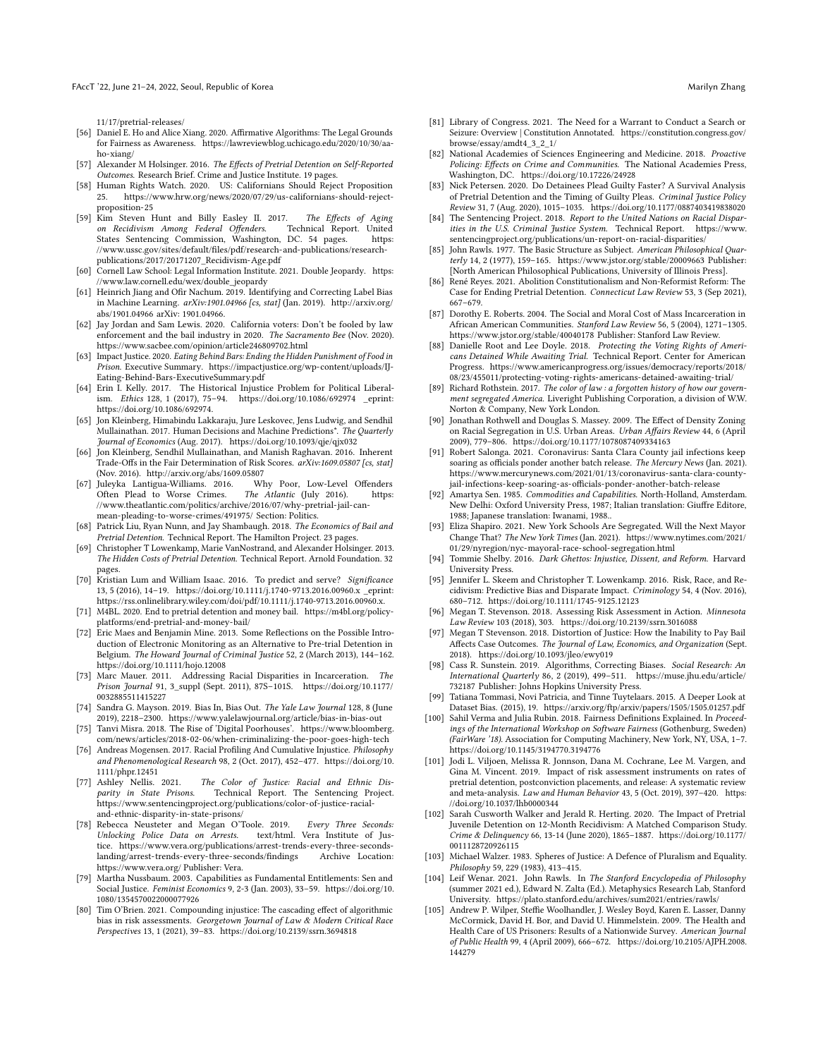11/17/pretrial-releases/

[56] Daniel E. Ho and Alice Xiang. 2020. Affirmative Algorithms: The Legal Grounds for Fairness as Awareness. https://lawreviewblog.uchicago.edu/2020/10/30/aa-ho-xiang/

[57] Alexander M Holsinger. 2016. *The Effects of Pretrial Detention on Self-Reported Outcomes.* Research Brief. Crime and Justice Institute. 19 pages.

[58] Human Rights Watch. 2020. US: Californians Should Reject Proposition 25. https://www.hrw.org/news/2020/07/29/us-californians-should-reject-proposition-25

[59] Kim Steven Hunt and Billy Easley II. 2017. *The Effects of Aging on Recidivism Among Federal Offenders.* Technical Report. United States Sentencing Commission, Washington, DC. 54 pages. https://www.ussc.gov/sites/default/files/pdf/research-and-publications/research-publications/2017/20171207_Recidivism-Age.pdf

[60] Cornell Law School: Legal Information Institute. 2021. Double Jeopardy. https://www.law.cornell.edu/wex/double_jeopardy

[61] Heinrich Jiang and Ofir Nachum. 2019. Identifying and Correcting Label Bias in Machine Learning. *arXiv:1901.04966 [cs, stat]* (Jan. 2019). http://arxiv.org/abs/1901.04966 arXiv: 1901.04966.

[62] Jay Jordan and Sam Lewis. 2020. California voters: Don't be fooled by law enforcement and the bail industry in 2020. *The Sacramento Bee* (Nov. 2020). https://www.sacbee.com/opinion/article246809702.html

[63] Impact Justice. 2020. *Eating Behind Bars: Ending the Hidden Punishment of Food in Prison.* Executive Summary. https://impactjustice.org/wp-content/uploads/IJ-Eating-Behind-Bars-ExecutiveSummary.pdf

[64] Erin I. Kelly. 2017. The Historical Injustice Problem for Political Liberalism. *Ethics* 128, 1 (2017), 75–94. https://doi.org/10.1086/692974 _eprint: https://doi.org/10.1086/692974.

[65] Jon Kleinberg, Himabindu Lakkaraju, Jure Leskovec, Jens Ludwig, and Sendhil Mullainathan. 2017. Human Decisions and Machine Predictions*. *The Quarterly Journal of Economics* (Aug. 2017). https://doi.org/10.1093/qje/qjx032

[66] Jon Kleinberg, Sendhil Mullainathan, and Manish Raghavan. 2016. Inherent Trade-Offs in the Fair Determination of Risk Scores. *arXiv:1609.05807 [cs, stat]* (Nov. 2016). http://arxiv.org/abs/1609.05807

[67] Juleyka Lantigua-Williams. 2016. Why Poor, Low-Level Offenders Often Plead to Worse Crimes. *The Atlantic* (July 2016). https://www.theatlantic.com/politics/archive/2016/07/why-pretrial-jail-can-mean-pleading-to-worse-crimes/491975/ Section: Politics.

[68] Patrick Liu, Ryan Nunn, and Jay Shambaugh. 2018. *The Economics of Bail and Pretrial Detention.* Technical Report. The Hamilton Project. 23 pages.

[69] Christopher T Lowenkamp, Marie VanNostrand, and Alexander Holsinger. 2013. *The Hidden Costs of Pretrial Detention.* Technical Report. Arnold Foundation. 32 pages.

[70] Kristian Lum and William Isaac. 2016. To predict and serve? *Significance* 13, 5 (2016), 14–19. https://doi.org/10.1111/j.1740-9713.2016.00960.x _eprint: https://rss.onlinelibrary.wiley.com/doi/pdf/10.1111/j.1740-9713.2016.00960.x.

[71] M4BL. 2020. End to pretrial detention and money bail. https://m4bl.org/policy-platforms/end-pretrial-and-money-bail/

[72] Eric Maes and Benjamin Mine. 2013. Some Reflections on the Possible Introduction of Electronic Monitoring as an Alternative to Pre-trial Detention in Belgium. *The Howard Journal of Criminal Justice* 52, 2 (March 2013), 144–162. https://doi.org/10.1111/hojo.12008

[73] Marc Mauer. 2011. Addressing Racial Disparities in Incarceration. *The Prison Journal* 91, 3_suppl (Sept. 2011), 87S–101S. https://doi.org/10.1177/0032885511415227

[74] Sandra G. Mayson. 2019. Bias In, Bias Out. *The Yale Law Journal* 128, 8 (June 2019), 2218–2300. https://www.yalelawjournal.org/article/bias-in-bias-out

[75] Tanvi Misra. 2018. The Rise of 'Digital Poorhouses'. https://www.bloomberg.com/news/articles/2018-02-06/when-criminalizing-the-poor-goes-high-tech

[76] Andreas Mogensen. 2017. Racial Profiling And Cumulative Injustice. *Philosophy and Phenomenological Research* 98, 2 (Oct. 2017), 452–477. https://doi.org/10.1111/phpr.12451

[77] Ashley Nellis. 2021. *The Color of Justice: Racial and Ethnic Disparity in State Prisons.* Technical Report. The Sentencing Project. https://www.sentencingproject.org/publications/color-of-justice-racial-and-ethnic-disparity-in-state-prisons/

[78] Rebecca Neusteter and Megan O'Toole. 2019. *Every Three Seconds: Unlocking Police Data on Arrests.* text/html. Vera Institute of Justice. https://www.vera.org/publications/arrest-trends-every-three-seconds-landing/arrest-trends-every-three-seconds/findings Archive Location: https://www.vera.org/ Publisher: Vera.

[79] Martha Nussbaum. 2003. Capabilities as Fundamental Entitlements: Sen and Social Justice. *Feminist Economics* 9, 2-3 (Jan. 2003), 33–59. https://doi.org/10.1080/1354570022000077926

[80] Tim O'Brien. 2021. Compounding injustice: The cascading effect of algorithmic bias in risk assessments. *Georgetown Journal of Law & Modern Critical Race Perspectives* 13, 1 (2021), 39–83. https://doi.org/10.2139/ssrn.3694818

[81] Library of Congress. 2021. The Need for a Warrant to Conduct a Search or Seizure: Overview | Constitution Annotated. https://constitution.congress.gov/browse/essay/amdt4_3_2_1/

[82] National Academies of Sciences Engineering and Medicine. 2018. *Proactive Policing: Effects on Crime and Communities.* The National Academies Press, Washington, DC. https://doi.org/10.17226/24928

[83] Nick Petersen. 2020. Do Detainees Plead Guilty Faster? A Survival Analysis of Pretrial Detention and the Timing of Guilty Pleas. *Criminal Justice Policy Review* 31, 7 (Aug. 2020), 1015–1035. https://doi.org/10.1177/0887403419838020

[84] The Sentencing Project. 2018. *Report to the United Nations on Racial Disparities in the U.S. Criminal Justice System.* Technical Report. https://www.sentencingproject.org/publications/un-report-on-racial-disparities/

[85] John Rawls. 1977. The Basic Structure as Subject. *American Philosophical Quarterly* 14, 2 (1977), 159–165. https://www.jstor.org/stable/20009663 Publisher: [North American Philosophical Publications, University of Illinois Press].

[86] René Reyes. 2021. Abolition Constitutionalism and Non-Reformist Reform: The Case for Ending Pretrial Detention. *Connecticut Law Review* 53, 3 (Sep 2021), 667–679.

[87] Dorothy E. Roberts. 2004. The Social and Moral Cost of Mass Incarceration in African American Communities. *Stanford Law Review* 56, 5 (2004), 1271–1305. https://www.jstor.org/stable/40040178 Publisher: Stanford Law Review.

[88] Danielle Root and Lee Doyle. 2018. *Protecting the Voting Rights of Americans Detained While Awaiting Trial.* Technical Report. Center for American Progress. https://www.americanprogress.org/issues/democracy/reports/2018/08/23/455011/protecting-voting-rights-americans-detained-awaiting-trial/

[89] Richard Rothstein. 2017. *The color of law : a forgotten history of how our government segregated America.* Liveright Publishing Corporation, a division of W.W. Norton & Company, New York London.

[90] Jonathan Rothwell and Douglas S. Massey. 2009. The Effect of Density Zoning on Racial Segregation in U.S. Urban Areas. *Urban Affairs Review* 44, 6 (April 2009), 779–806. https://doi.org/10.1177/1078087409334163

[91] Robert Salonga. 2021. Coronavirus: Santa Clara County jail infections keep soaring as officials ponder another batch release. *The Mercury News* (Jan. 2021). https://www.mercurynews.com/2021/01/13/coronavirus-santa-clara-county-jail-infections-keep-soaring-as-officials-ponder-another-batch-release

[92] Amartya Sen. 1985. *Commodities and Capabilities.* North-Holland, Amsterdam. New Delhi: Oxford University Press, 1987; Italian translation: Giuffre Editore, 1988; Japanese translation: Iwanami, 1988..

[93] Eliza Shapiro. 2021. New York Schools Are Segregated. Will the Next Mayor Change That? *The New York Times* (Jan. 2021). https://www.nytimes.com/2021/01/29/nyregion/nyc-mayoral-race-school-segregation.html

[94] Tommie Shelby. 2016. *Dark Ghettos: Injustice, Dissent, and Reform.* Harvard University Press.

[95] Jennifer L. Skeem and Christopher T. Lowenkamp. 2016. Risk, Race, and Recidivism: Predictive Bias and Disparate Impact. *Criminology* 54, 4 (Nov. 2016), 680–712. https://doi.org/10.1111/1745-9125.12123

[96] Megan T. Stevenson. 2018. Assessing Risk Assessment in Action. *Minnesota Law Review* 103 (2018), 303. https://doi.org/10.2139/ssrn.3016088

[97] Megan T Stevenson. 2018. Distortion of Justice: How the Inability to Pay Bail Affects Case Outcomes. *The Journal of Law, Economics, and Organization* (Sept. 2018). https://doi.org/10.1093/jleo/ewy019

[98] Cass R. Sunstein. 2019. Algorithms, Correcting Biases. *Social Research: An International Quarterly* 86, 2 (2019), 499–511. https://muse.jhu.edu/article/732187 Publisher: Johns Hopkins University Press.

[99] Tatiana Tommasi, Novi Patricia, and Tinne Tuytelaars. 2015. A Deeper Look at Dataset Bias. (2015), 19. https://arxiv.org/ftp/arxiv/papers/1505/1505.01257.pdf

[100] Sahil Verma and Julia Rubin. 2018. Fairness Definitions Explained. In *Proceedings of the International Workshop on Software Fairness* (Gothenburg, Sweden) *(FairWare '18).* Association for Computing Machinery, New York, NY, USA, 1–7. https://doi.org/10.1145/3194770.3194776

[101] Jodi L. Viljoen, Melissa R. Jonnson, Dana M. Cochrane, Lee M. Vargen, and Gina M. Vincent. 2019. Impact of risk assessment instruments on rates of pretrial detention, postconviction placements, and release: A systematic review and meta-analysis. *Law and Human Behavior* 43, 5 (Oct. 2019), 397–420. https://doi.org/10.1037/lhb0000344

[102] Sarah Cusworth Walker and Jerald R. Herting. 2020. The Impact of Pretrial Juvenile Detention on 12-Month Recidivism: A Matched Comparison Study. *Crime & Delinquency* 66, 13-14 (June 2020), 1865–1887. https://doi.org/10.1177/0011128720926115

[103] Michael Walzer. 1983. Spheres of Justice: A Defence of Pluralism and Equality. *Philosophy* 59, 229 (1983), 413–415.

[104] Leif Wenar. 2021. John Rawls. In *The Stanford Encyclopedia of Philosophy* (summer 2021 ed.), Edward N. Zalta (Ed.). Metaphysics Research Lab, Stanford University. https://plato.stanford.edu/archives/sum2021/entries/rawls/

[105] Andrew P. Wilper, Steffie Woolhandler, J. Wesley Boyd, Karen E. Lasser, Danny McCormick, David H. Bor, and David U. Himmelstein. 2009. The Health and Health Care of US Prisoners: Results of a Nationwide Survey. *American Journal of Public Health* 99, 4 (April 2009), 666–672. https://doi.org/10.2105/AJPH.2008.144279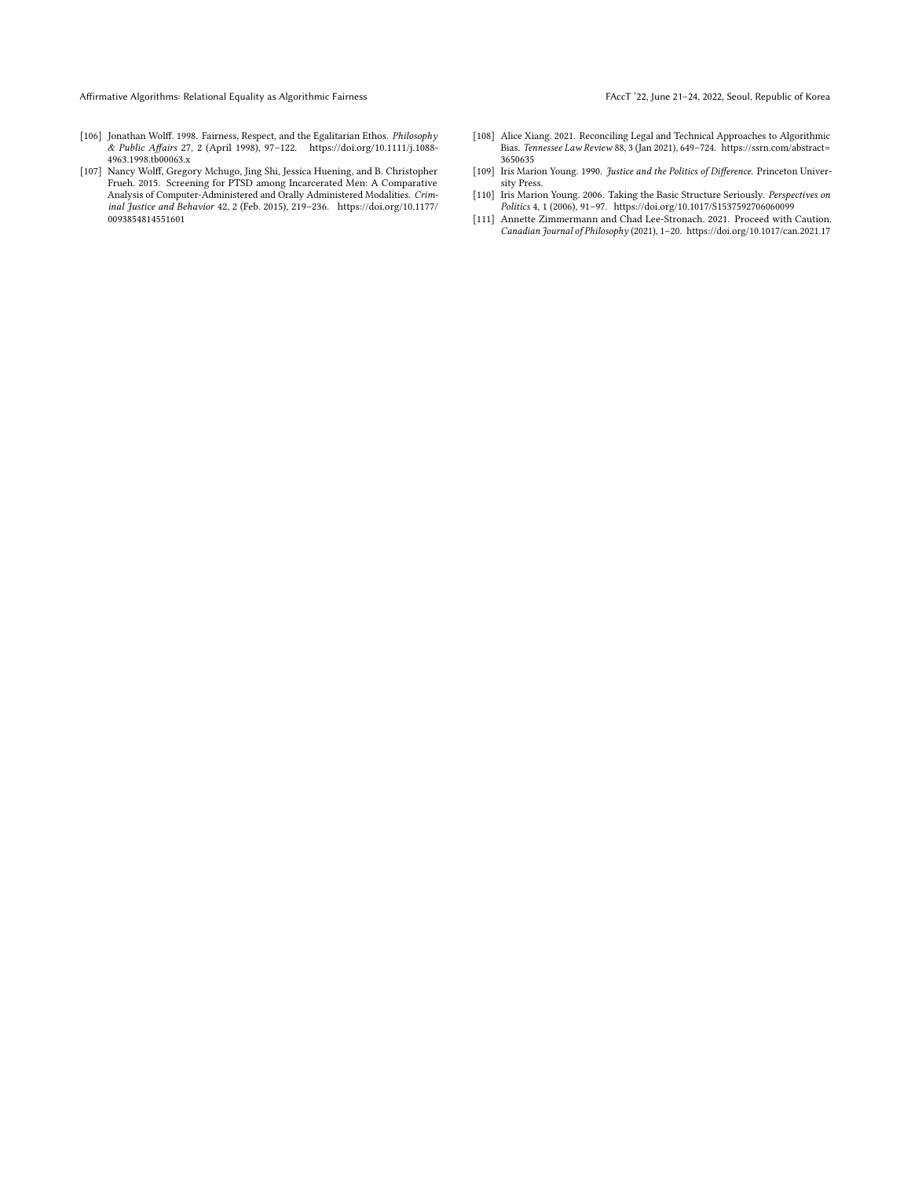[106] Jonathan Wolff. 1998. Fairness, Respect, and the Egalitarian Ethos. *Philosophy & Public Affairs* 27, 2 (April 1998), 97–122. https://doi.org/10.1111/j.1088-4963.1998.tb00063.x

[107] Nancy Wolff, Gregory Mchugo, Jing Shi, Jessica Huening, and B. Christopher Frueh. 2015. Screening for PTSD among Incarcerated Men: A Comparative Analysis of Computer-Administered and Orally Administered Modalities. *Criminal Justice and Behavior* 42, 2 (Feb. 2015), 219–236. https://doi.org/10.1177/0093854814551601

[108] Alice Xiang. 2021. Reconciling Legal and Technical Approaches to Algorithmic Bias. *Tennessee Law Review* 88, 3 (Jan 2021), 649–724. https://ssrn.com/abstract=3650635

[109] Iris Marion Young. 1990. *Justice and the Politics of Difference*. Princeton University Press.

[110] Iris Marion Young. 2006. Taking the Basic Structure Seriously. *Perspectives on Politics* 4, 1 (2006), 91–97. https://doi.org/10.1017/S1537592706060099

[111] Annette Zimmermann and Chad Lee-Stronach. 2021. Proceed with Caution. *Canadian Journal of Philosophy* (2021), 1–20. https://doi.org/10.1017/can.2021.17